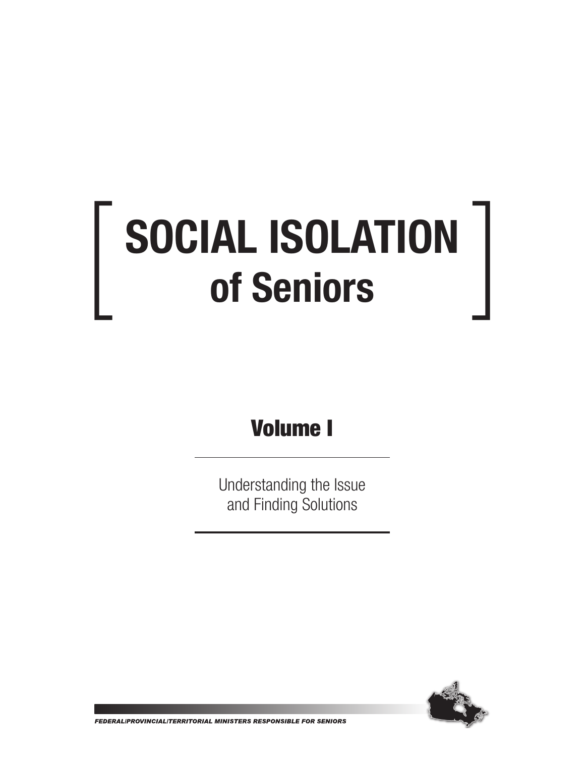# SOCIAL ISOLATION of Seniors

## Volume I

Understanding the Issue
and Finding Solutions

*FEDERAL/PROVINCIAL/TERRITORIAL MINISTERS RESPONSIBLE FOR SENIORS*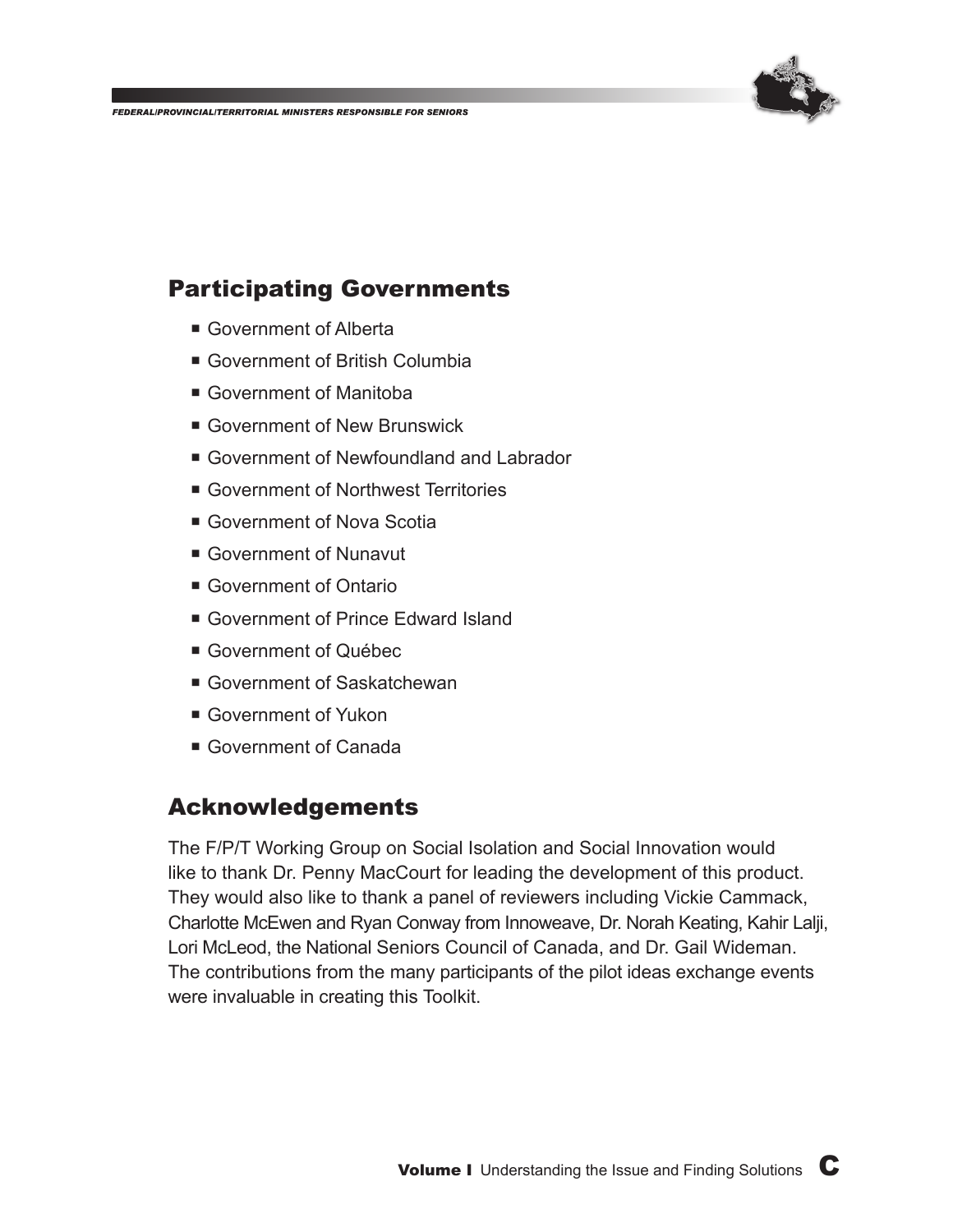## Participating Governments

- Government of Alberta
- Government of British Columbia
- Government of Manitoba
- Government of New Brunswick
- Government of Newfoundland and Labrador
- Government of Northwest Territories
- Government of Nova Scotia
- Government of Nunavut
- Government of Ontario
- Government of Prince Edward Island
- Government of Québec
- Government of Saskatchewan
- Government of Yukon
- Government of Canada

## Acknowledgements

The F/P/T Working Group on Social Isolation and Social Innovation would like to thank Dr. Penny MacCourt for leading the development of this product. They would also like to thank a panel of reviewers including Vickie Cammack, Charlotte McEwen and Ryan Conway from Innoweave, Dr. Norah Keating, Kahir Lalji, Lori McLeod, the National Seniors Council of Canada, and Dr. Gail Wideman. The contributions from the many participants of the pilot ideas exchange events were invaluable in creating this Toolkit.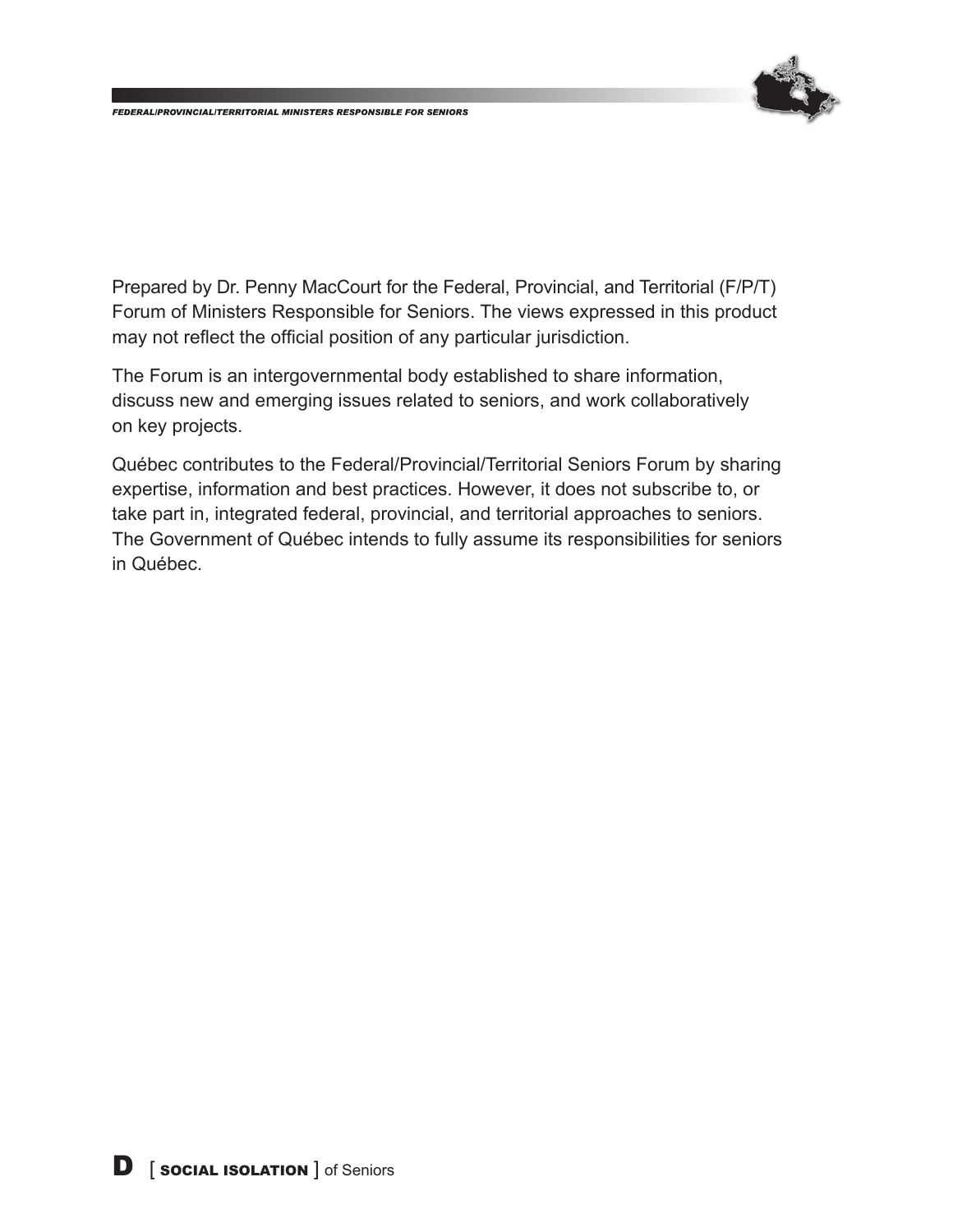Prepared by Dr. Penny MacCourt for the Federal, Provincial, and Territorial (F/P/T) Forum of Ministers Responsible for Seniors. The views expressed in this product may not reflect the official position of any particular jurisdiction.

The Forum is an intergovernmental body established to share information, discuss new and emerging issues related to seniors, and work collaboratively on key projects.

Québec contributes to the Federal/Provincial/Territorial Seniors Forum by sharing expertise, information and best practices. However, it does not subscribe to, or take part in, integrated federal, provincial, and territorial approaches to seniors. The Government of Québec intends to fully assume its responsibilities for seniors in Québec.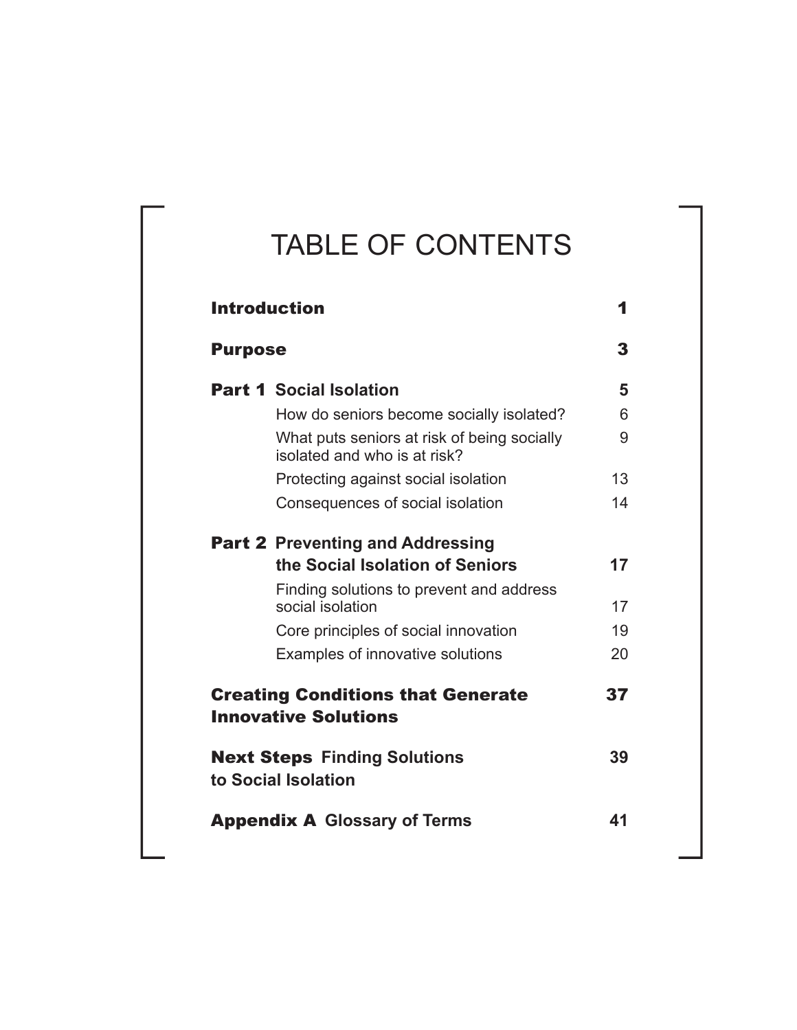# TABLE OF CONTENTS

| | |
|---|---|
| **Introduction** | **1** |
| **Purpose** | **3** |
| **Part 1 Social Isolation** | **5** |
| How do seniors become socially isolated? | 6 |
| What puts seniors at risk of being socially isolated and who is at risk? | 9 |
| Protecting against social isolation | 13 |
| Consequences of social isolation | 14 |
| **Part 2 Preventing and Addressing the Social Isolation of Seniors** | **17** |
| Finding solutions to prevent and address social isolation | 17 |
| Core principles of social innovation | 19 |
| Examples of innovative solutions | 20 |
| **Creating Conditions that Generate Innovative Solutions** | **37** |
| **Next Steps Finding Solutions to Social Isolation** | **39** |
| **Appendix A Glossary of Terms** | **41** |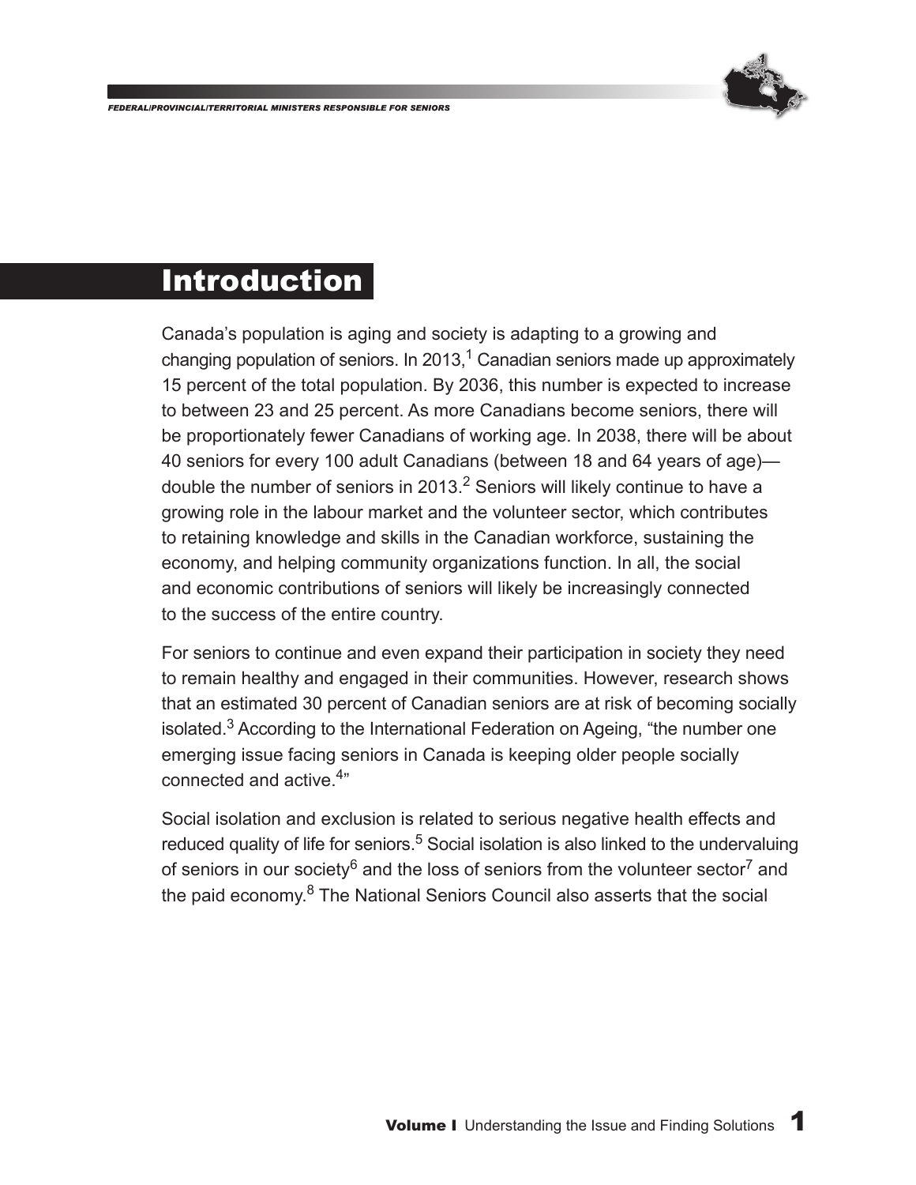# Introduction

Canada's population is aging and society is adapting to a growing and changing population of seniors. In 2013,[1] Canadian seniors made up approximately 15 percent of the total population. By 2036, this number is expected to increase to between 23 and 25 percent. As more Canadians become seniors, there will be proportionately fewer Canadians of working age. In 2038, there will be about 40 seniors for every 100 adult Canadians (between 18 and 64 years of age)—double the number of seniors in 2013.[2] Seniors will likely continue to have a growing role in the labour market and the volunteer sector, which contributes to retaining knowledge and skills in the Canadian workforce, sustaining the economy, and helping community organizations function. In all, the social and economic contributions of seniors will likely be increasingly connected to the success of the entire country.

For seniors to continue and even expand their participation in society they need to remain healthy and engaged in their communities. However, research shows that an estimated 30 percent of Canadian seniors are at risk of becoming socially isolated.[3] According to the International Federation on Ageing, "the number one emerging issue facing seniors in Canada is keeping older people socially connected and active.[4]"

Social isolation and exclusion is related to serious negative health effects and reduced quality of life for seniors.[5] Social isolation is also linked to the undervaluing of seniors in our society[6] and the loss of seniors from the volunteer sector[7] and the paid economy.[8] The National Seniors Council also asserts that the social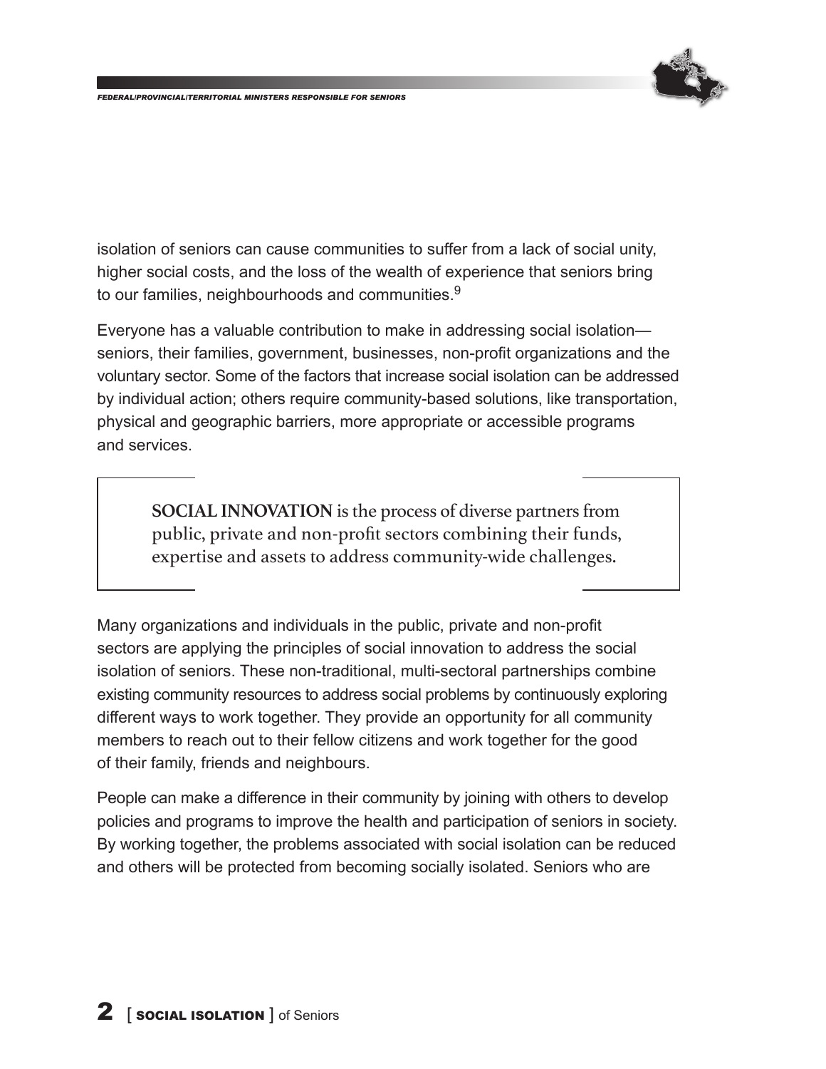isolation of seniors can cause communities to suffer from a lack of social unity, higher social costs, and the loss of the wealth of experience that seniors bring to our families, neighbourhoods and communities.[9]

Everyone has a valuable contribution to make in addressing social isolation—seniors, their families, government, businesses, non-profit organizations and the voluntary sector. Some of the factors that increase social isolation can be addressed by individual action; others require community-based solutions, like transportation, physical and geographic barriers, more appropriate or accessible programs and services.

> **SOCIAL INNOVATION** is the process of diverse partners from public, private and non-profit sectors combining their funds, expertise and assets to address community-wide challenges.

Many organizations and individuals in the public, private and non-profit sectors are applying the principles of social innovation to address the social isolation of seniors. These non-traditional, multi-sectoral partnerships combine existing community resources to address social problems by continuously exploring different ways to work together. They provide an opportunity for all community members to reach out to their fellow citizens and work together for the good of their family, friends and neighbours.

People can make a difference in their community by joining with others to develop policies and programs to improve the health and participation of seniors in society. By working together, the problems associated with social isolation can be reduced and others will be protected from becoming socially isolated. Seniors who are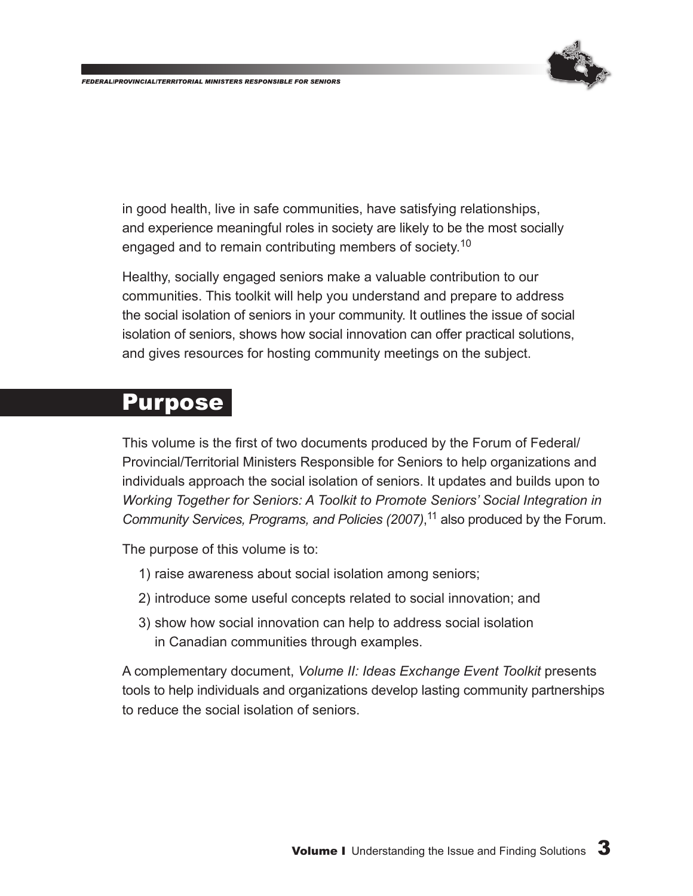in good health, live in safe communities, have satisfying relationships, and experience meaningful roles in society are likely to be the most socially engaged and to remain contributing members of society.[10]

Healthy, socially engaged seniors make a valuable contribution to our communities. This toolkit will help you understand and prepare to address the social isolation of seniors in your community. It outlines the issue of social isolation of seniors, shows how social innovation can offer practical solutions, and gives resources for hosting community meetings on the subject.

## Purpose

This volume is the first of two documents produced by the Forum of Federal/Provincial/Territorial Ministers Responsible for Seniors to help organizations and individuals approach the social isolation of seniors. It updates and builds upon to *Working Together for Seniors: A Toolkit to Promote Seniors' Social Integration in Community Services, Programs, and Policies (2007)*,[11] also produced by the Forum.

The purpose of this volume is to:

1) raise awareness about social isolation among seniors;
2) introduce some useful concepts related to social innovation; and
3) show how social innovation can help to address social isolation in Canadian communities through examples.

A complementary document, *Volume II: Ideas Exchange Event Toolkit* presents tools to help individuals and organizations develop lasting community partnerships to reduce the social isolation of seniors.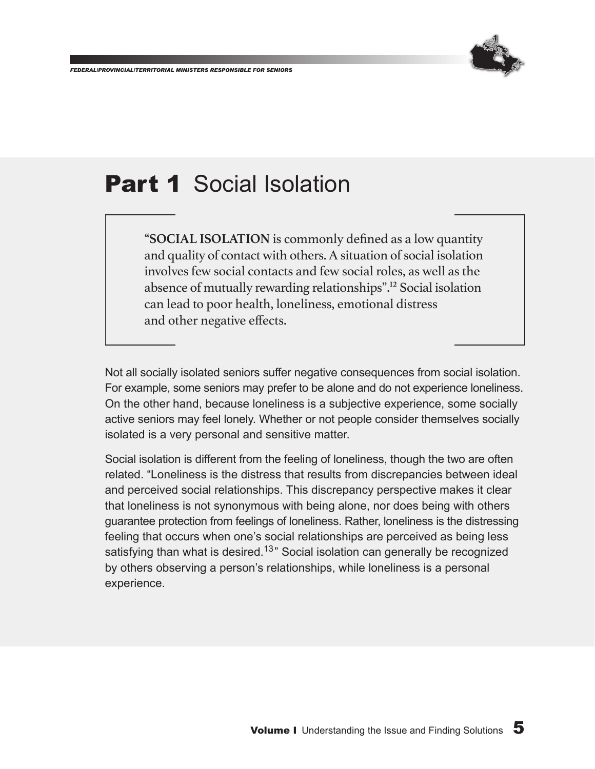# Part 1 Social Isolation

> "**SOCIAL ISOLATION** is commonly defined as a low quantity and quality of contact with others. A situation of social isolation involves few social contacts and few social roles, as well as the absence of mutually rewarding relationships".[12] Social isolation can lead to poor health, loneliness, emotional distress and other negative effects.

Not all socially isolated seniors suffer negative consequences from social isolation. For example, some seniors may prefer to be alone and do not experience loneliness. On the other hand, because loneliness is a subjective experience, some socially active seniors may feel lonely. Whether or not people consider themselves socially isolated is a very personal and sensitive matter.

Social isolation is different from the feeling of loneliness, though the two are often related. "Loneliness is the distress that results from discrepancies between ideal and perceived social relationships. This discrepancy perspective makes it clear that loneliness is not synonymous with being alone, nor does being with others guarantee protection from feelings of loneliness. Rather, loneliness is the distressing feeling that occurs when one's social relationships are perceived as being less satisfying than what is desired.[13]" Social isolation can generally be recognized by others observing a person's relationships, while loneliness is a personal experience.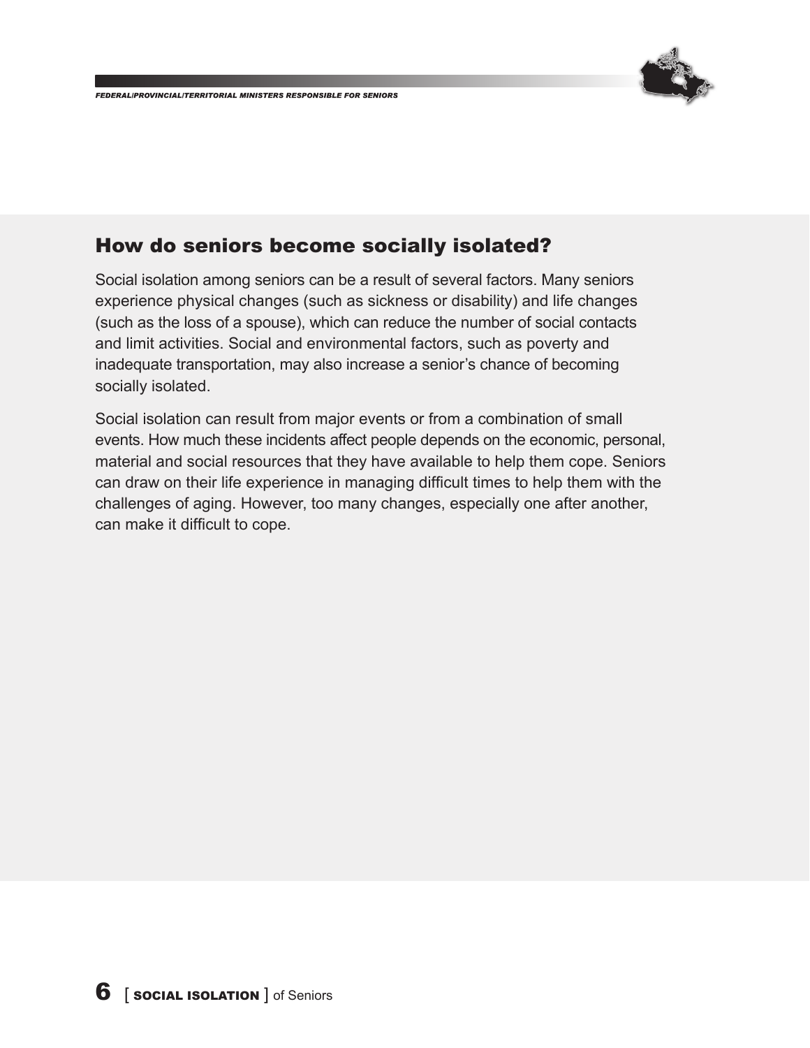## How do seniors become socially isolated?

Social isolation among seniors can be a result of several factors. Many seniors experience physical changes (such as sickness or disability) and life changes (such as the loss of a spouse), which can reduce the number of social contacts and limit activities. Social and environmental factors, such as poverty and inadequate transportation, may also increase a senior's chance of becoming socially isolated.

Social isolation can result from major events or from a combination of small events. How much these incidents affect people depends on the economic, personal, material and social resources that they have available to help them cope. Seniors can draw on their life experience in managing difficult times to help them with the challenges of aging. However, too many changes, especially one after another, can make it difficult to cope.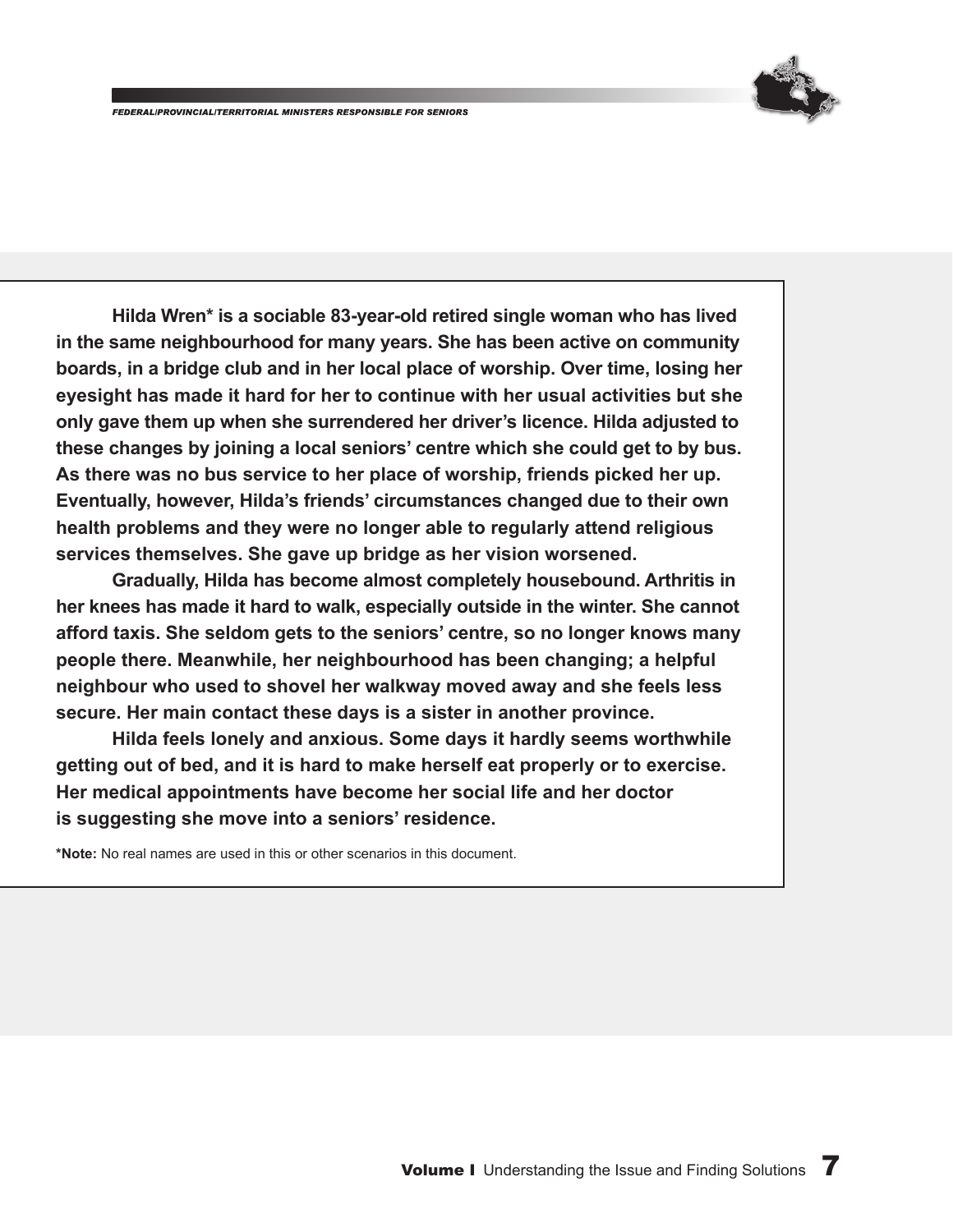**Hilda Wren* is a sociable 83-year-old retired single woman who has lived in the same neighbourhood for many years. She has been active on community boards, in a bridge club and in her local place of worship. Over time, losing her eyesight has made it hard for her to continue with her usual activities but she only gave them up when she surrendered her driver's licence. Hilda adjusted to these changes by joining a local seniors' centre which she could get to by bus. As there was no bus service to her place of worship, friends picked her up. Eventually, however, Hilda's friends' circumstances changed due to their own health problems and they were no longer able to regularly attend religious services themselves. She gave up bridge as her vision worsened.**

**Gradually, Hilda has become almost completely housebound. Arthritis in her knees has made it hard to walk, especially outside in the winter. She cannot afford taxis. She seldom gets to the seniors' centre, so no longer knows many people there. Meanwhile, her neighbourhood has been changing; a helpful neighbour who used to shovel her walkway moved away and she feels less secure. Her main contact these days is a sister in another province.**

**Hilda feels lonely and anxious. Some days it hardly seems worthwhile getting out of bed, and it is hard to make herself eat properly or to exercise. Her medical appointments have become her social life and her doctor is suggesting she move into a seniors' residence.**

***Note:** No real names are used in this or other scenarios in this document.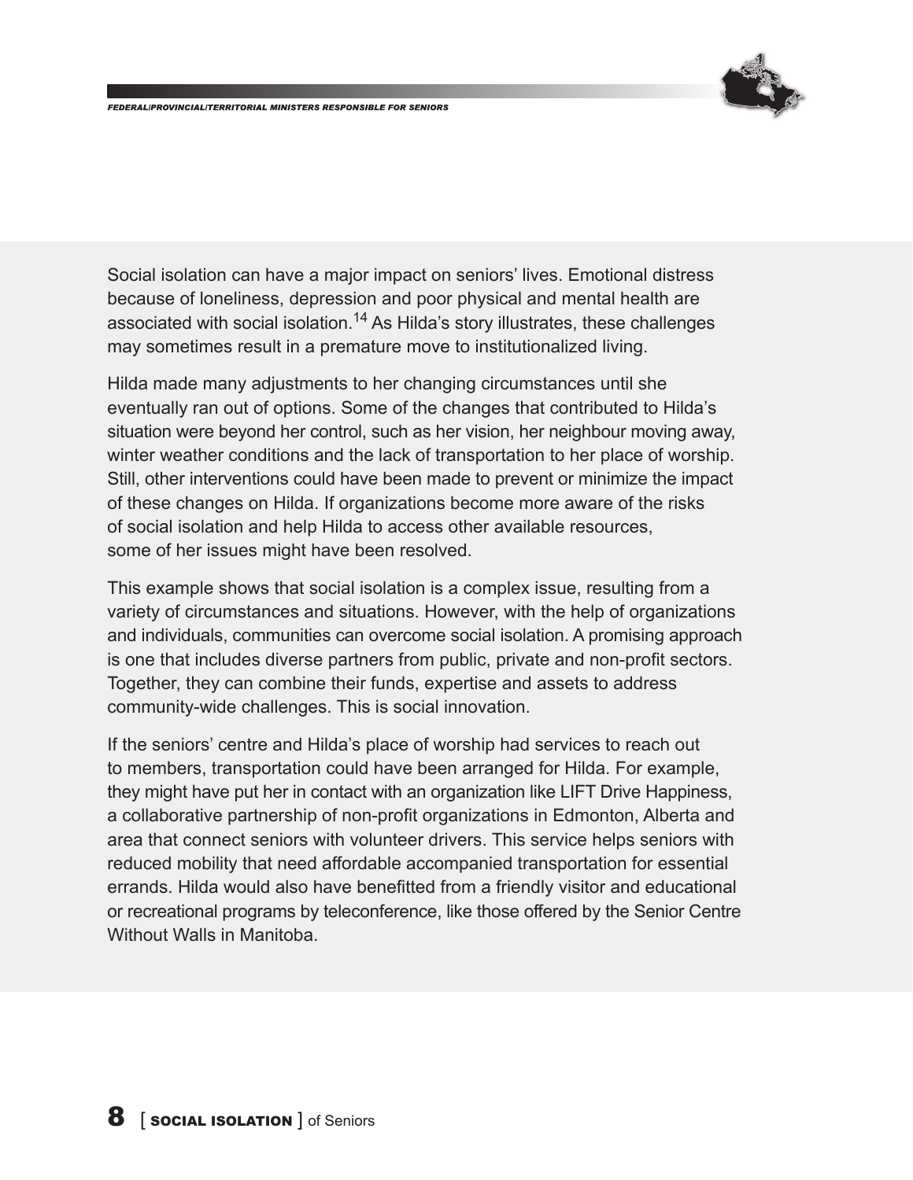Social isolation can have a major impact on seniors' lives. Emotional distress because of loneliness, depression and poor physical and mental health are associated with social isolation.[14] As Hilda's story illustrates, these challenges may sometimes result in a premature move to institutionalized living.

Hilda made many adjustments to her changing circumstances until she eventually ran out of options. Some of the changes that contributed to Hilda's situation were beyond her control, such as her vision, her neighbour moving away, winter weather conditions and the lack of transportation to her place of worship. Still, other interventions could have been made to prevent or minimize the impact of these changes on Hilda. If organizations become more aware of the risks of social isolation and help Hilda to access other available resources, some of her issues might have been resolved.

This example shows that social isolation is a complex issue, resulting from a variety of circumstances and situations. However, with the help of organizations and individuals, communities can overcome social isolation. A promising approach is one that includes diverse partners from public, private and non-profit sectors. Together, they can combine their funds, expertise and assets to address community-wide challenges. This is social innovation.

If the seniors' centre and Hilda's place of worship had services to reach out to members, transportation could have been arranged for Hilda. For example, they might have put her in contact with an organization like LIFT Drive Happiness, a collaborative partnership of non-profit organizations in Edmonton, Alberta and area that connect seniors with volunteer drivers. This service helps seniors with reduced mobility that need affordable accompanied transportation for essential errands. Hilda would also have benefitted from a friendly visitor and educational or recreational programs by teleconference, like those offered by the Senior Centre Without Walls in Manitoba.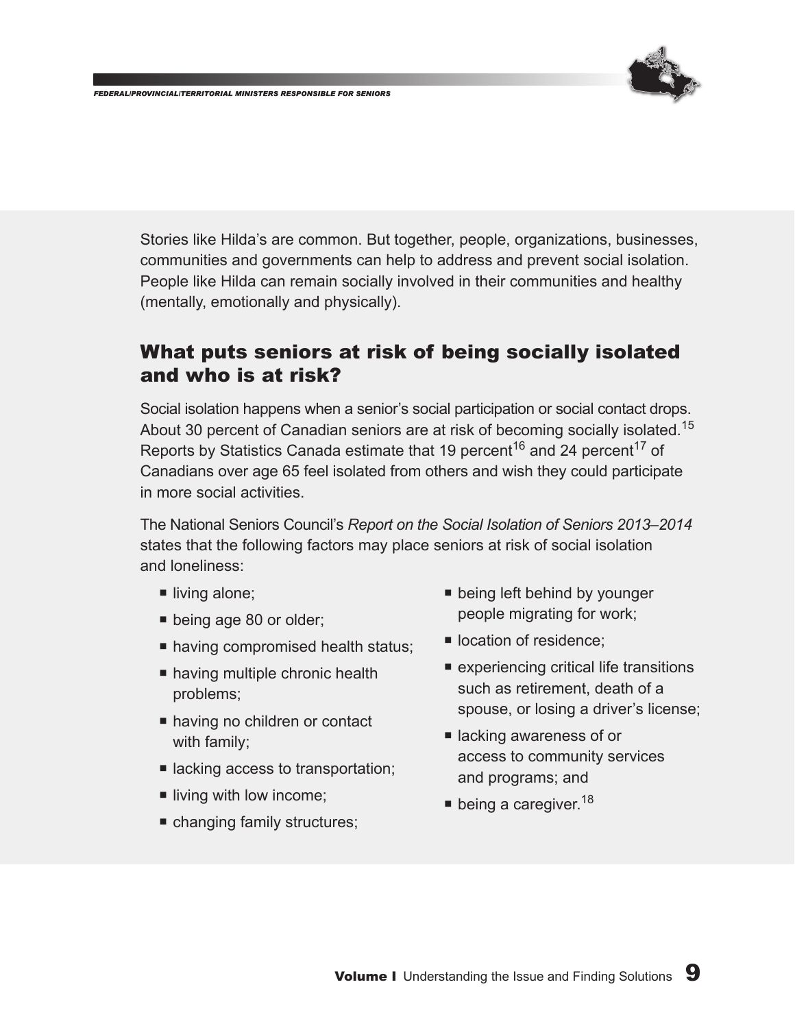Stories like Hilda's are common. But together, people, organizations, businesses, communities and governments can help to address and prevent social isolation. People like Hilda can remain socially involved in their communities and healthy (mentally, emotionally and physically).

## What puts seniors at risk of being socially isolated and who is at risk?

Social isolation happens when a senior's social participation or social contact drops. About 30 percent of Canadian seniors are at risk of becoming socially isolated.[15] Reports by Statistics Canada estimate that 19 percent[16] and 24 percent[17] of Canadians over age 65 feel isolated from others and wish they could participate in more social activities.

The National Seniors Council's *Report on the Social Isolation of Seniors 2013–2014* states that the following factors may place seniors at risk of social isolation and loneliness:

- living alone;
- being age 80 or older;
- having compromised health status;
- having multiple chronic health problems;
- having no children or contact with family;
- lacking access to transportation;
- living with low income;
- changing family structures;
- being left behind by younger people migrating for work;
- location of residence;
- experiencing critical life transitions such as retirement, death of a spouse, or losing a driver's license;
- lacking awareness of or access to community services and programs; and
- being a caregiver.[18]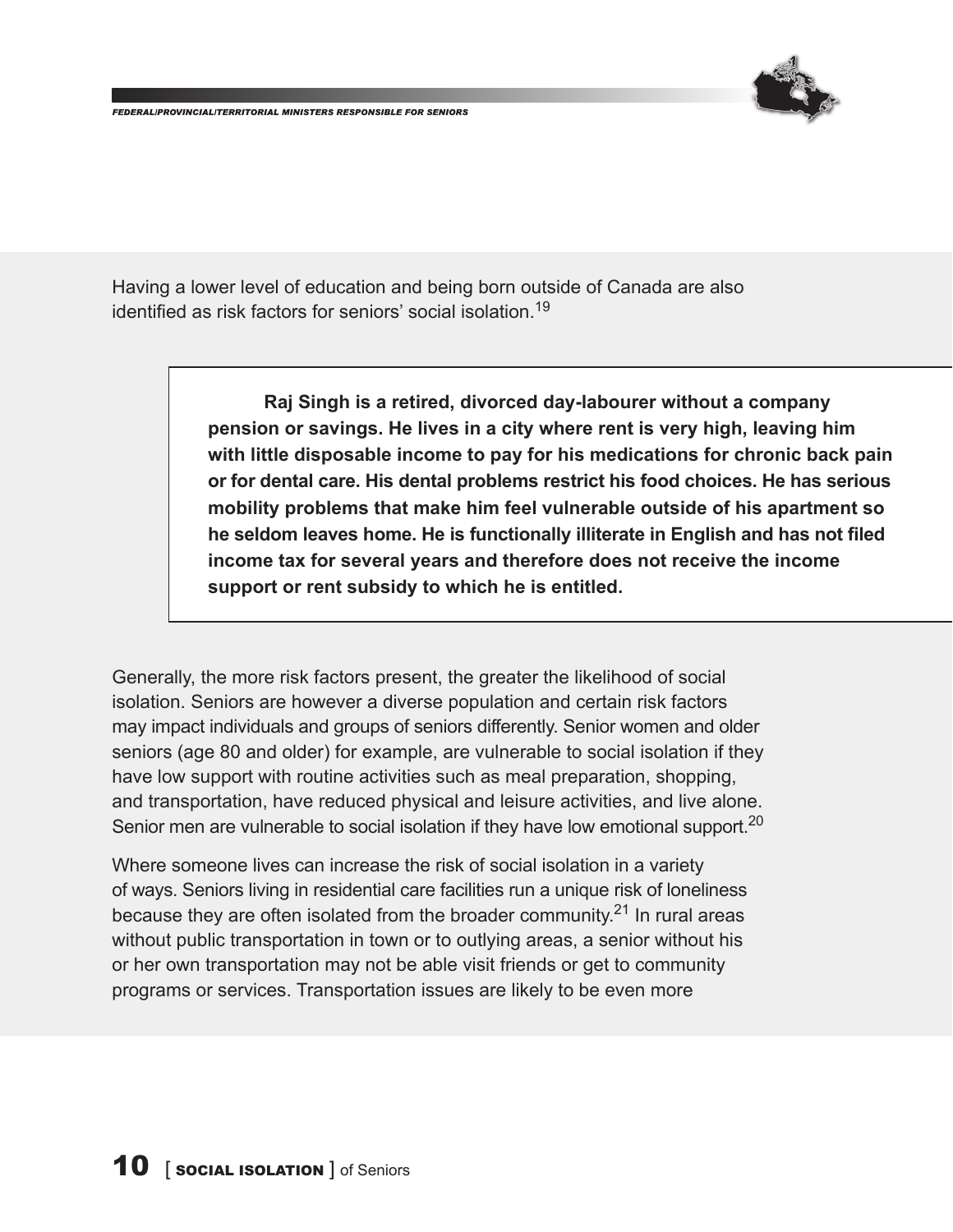Having a lower level of education and being born outside of Canada are also identified as risk factors for seniors' social isolation.[19]

> **Raj Singh is a retired, divorced day-labourer without a company pension or savings. He lives in a city where rent is very high, leaving him with little disposable income to pay for his medications for chronic back pain or for dental care. His dental problems restrict his food choices. He has serious mobility problems that make him feel vulnerable outside of his apartment so he seldom leaves home. He is functionally illiterate in English and has not filed income tax for several years and therefore does not receive the income support or rent subsidy to which he is entitled.**

Generally, the more risk factors present, the greater the likelihood of social isolation. Seniors are however a diverse population and certain risk factors may impact individuals and groups of seniors differently. Senior women and older seniors (age 80 and older) for example, are vulnerable to social isolation if they have low support with routine activities such as meal preparation, shopping, and transportation, have reduced physical and leisure activities, and live alone. Senior men are vulnerable to social isolation if they have low emotional support.[20]

Where someone lives can increase the risk of social isolation in a variety of ways. Seniors living in residential care facilities run a unique risk of loneliness because they are often isolated from the broader community.[21] In rural areas without public transportation in town or to outlying areas, a senior without his or her own transportation may not be able visit friends or get to community programs or services. Transportation issues are likely to be even more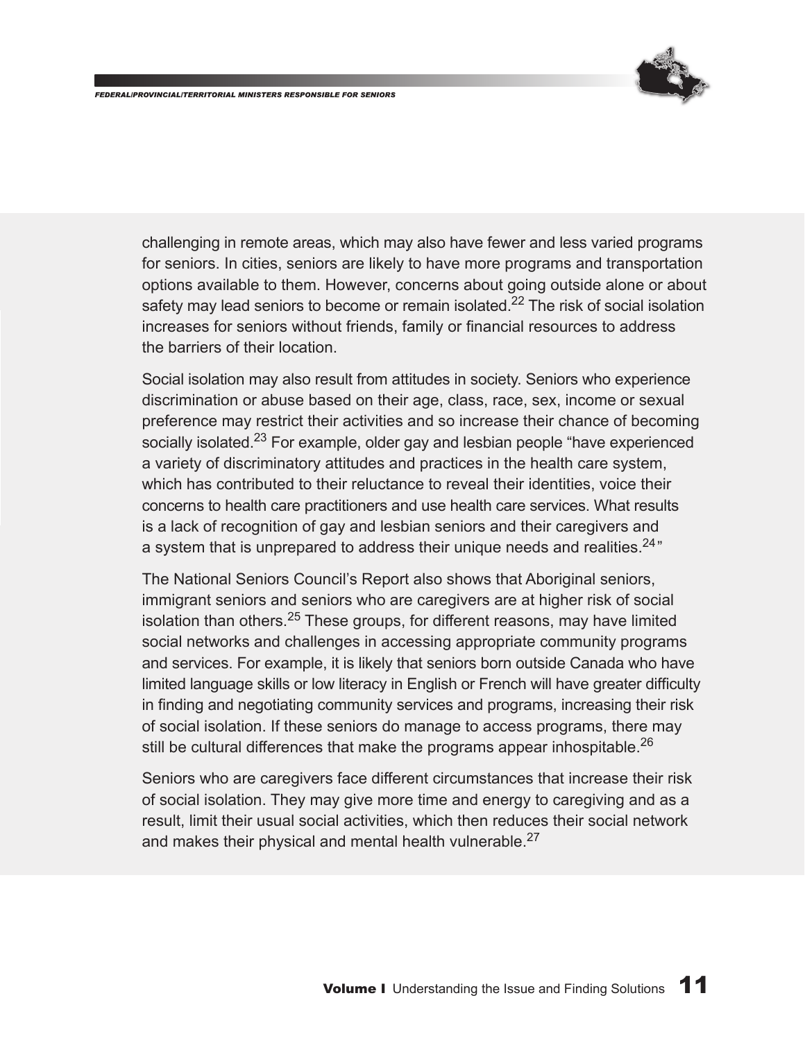challenging in remote areas, which may also have fewer and less varied programs for seniors. In cities, seniors are likely to have more programs and transportation options available to them. However, concerns about going outside alone or about safety may lead seniors to become or remain isolated.[22] The risk of social isolation increases for seniors without friends, family or financial resources to address the barriers of their location.

Social isolation may also result from attitudes in society. Seniors who experience discrimination or abuse based on their age, class, race, sex, income or sexual preference may restrict their activities and so increase their chance of becoming socially isolated.[23] For example, older gay and lesbian people "have experienced a variety of discriminatory attitudes and practices in the health care system, which has contributed to their reluctance to reveal their identities, voice their concerns to health care practitioners and use health care services. What results is a lack of recognition of gay and lesbian seniors and their caregivers and a system that is unprepared to address their unique needs and realities.[24]"

The National Seniors Council's Report also shows that Aboriginal seniors, immigrant seniors and seniors who are caregivers are at higher risk of social isolation than others.[25] These groups, for different reasons, may have limited social networks and challenges in accessing appropriate community programs and services. For example, it is likely that seniors born outside Canada who have limited language skills or low literacy in English or French will have greater difficulty in finding and negotiating community services and programs, increasing their risk of social isolation. If these seniors do manage to access programs, there may still be cultural differences that make the programs appear inhospitable.[26]

Seniors who are caregivers face different circumstances that increase their risk of social isolation. They may give more time and energy to caregiving and as a result, limit their usual social activities, which then reduces their social network and makes their physical and mental health vulnerable.[27]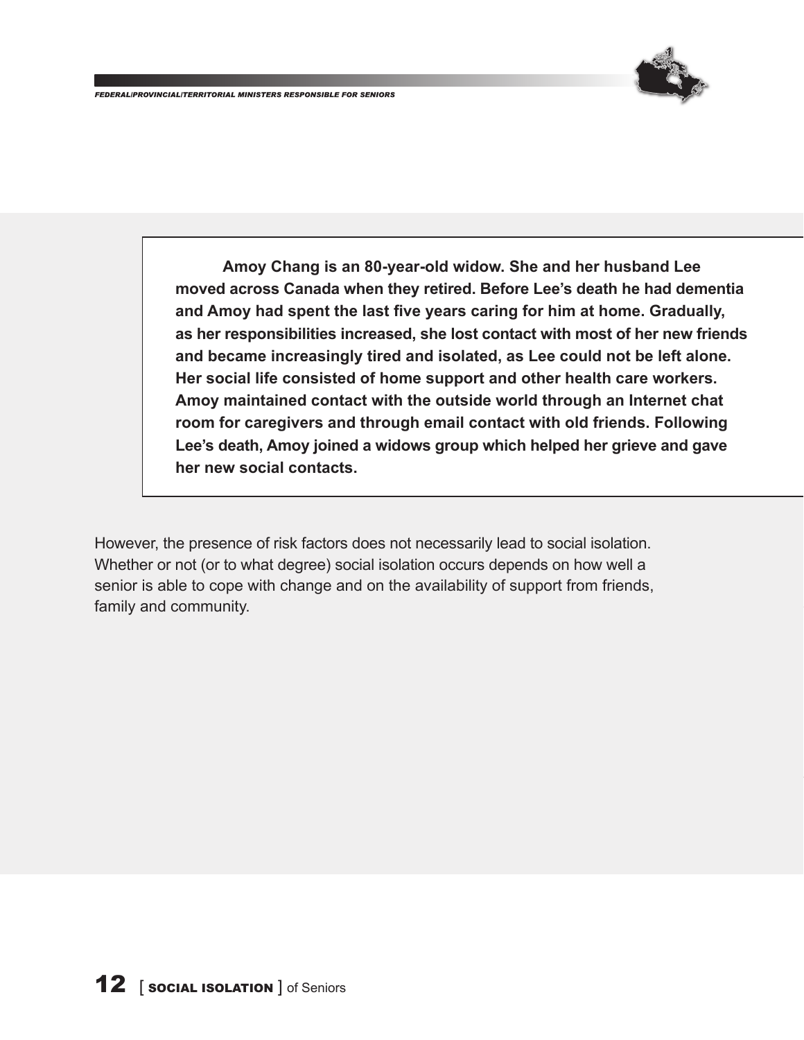**Amoy Chang is an 80-year-old widow. She and her husband Lee moved across Canada when they retired. Before Lee's death he had dementia and Amoy had spent the last five years caring for him at home. Gradually, as her responsibilities increased, she lost contact with most of her new friends and became increasingly tired and isolated, as Lee could not be left alone. Her social life consisted of home support and other health care workers. Amoy maintained contact with the outside world through an Internet chat room for caregivers and through email contact with old friends. Following Lee's death, Amoy joined a widows group which helped her grieve and gave her new social contacts.**

However, the presence of risk factors does not necessarily lead to social isolation. Whether or not (or to what degree) social isolation occurs depends on how well a senior is able to cope with change and on the availability of support from friends, family and community.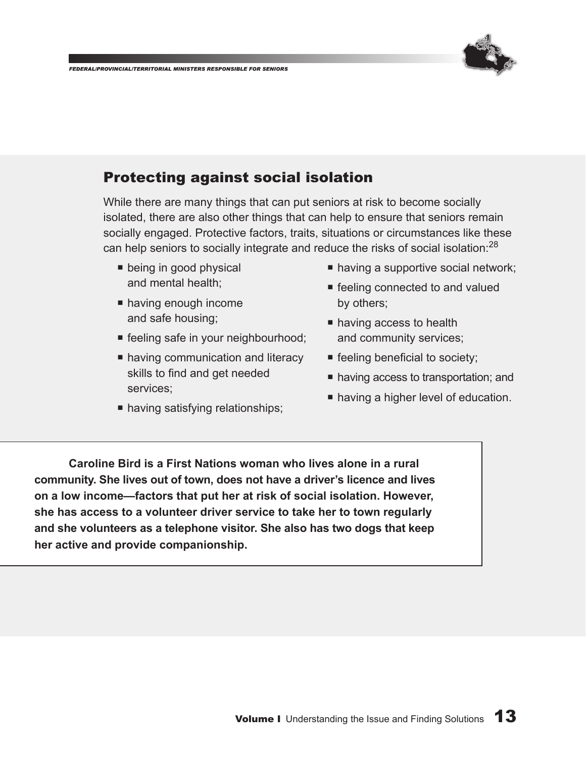## Protecting against social isolation

While there are many things that can put seniors at risk to become socially isolated, there are also other things that can help to ensure that seniors remain socially engaged. Protective factors, traits, situations or circumstances like these can help seniors to socially integrate and reduce the risks of social isolation:[28]

- being in good physical and mental health;
- having enough income and safe housing;
- feeling safe in your neighbourhood;
- having communication and literacy skills to find and get needed services;
- having satisfying relationships;
- having a supportive social network;
- feeling connected to and valued by others;
- having access to health and community services;
- feeling beneficial to society;
- having access to transportation; and
- having a higher level of education.

**Caroline Bird is a First Nations woman who lives alone in a rural community. She lives out of town, does not have a driver's licence and lives on a low income—factors that put her at risk of social isolation. However, she has access to a volunteer driver service to take her to town regularly and she volunteers as a telephone visitor. She also has two dogs that keep her active and provide companionship.**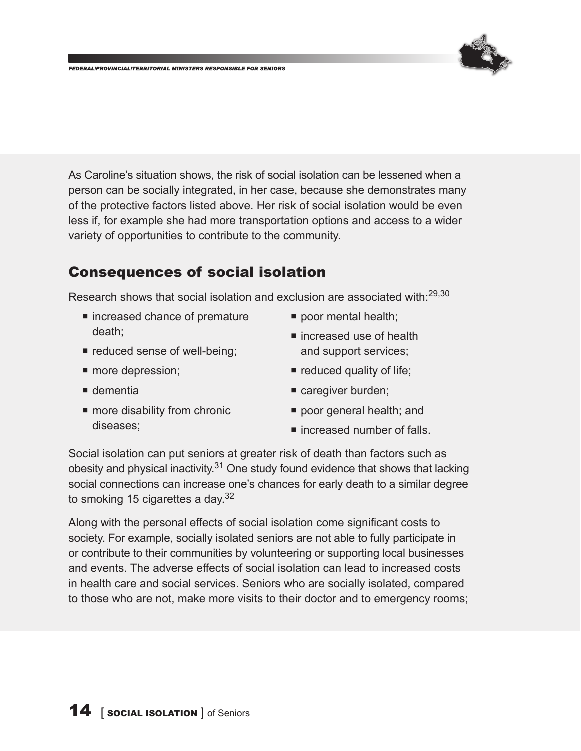As Caroline's situation shows, the risk of social isolation can be lessened when a person can be socially integrated, in her case, because she demonstrates many of the protective factors listed above. Her risk of social isolation would be even less if, for example she had more transportation options and access to a wider variety of opportunities to contribute to the community.

## Consequences of social isolation

Research shows that social isolation and exclusion are associated with:[29,30]

- increased chance of premature death;
- reduced sense of well-being;
- more depression;
- dementia
- more disability from chronic diseases;
- poor mental health;
- increased use of health and support services;
- reduced quality of life;
- caregiver burden;
- poor general health; and
- increased number of falls.

Social isolation can put seniors at greater risk of death than factors such as obesity and physical inactivity.[31] One study found evidence that shows that lacking social connections can increase one's chances for early death to a similar degree to smoking 15 cigarettes a day.[32]

Along with the personal effects of social isolation come significant costs to society. For example, socially isolated seniors are not able to fully participate in or contribute to their communities by volunteering or supporting local businesses and events. The adverse effects of social isolation can lead to increased costs in health care and social services. Seniors who are socially isolated, compared to those who are not, make more visits to their doctor and to emergency rooms;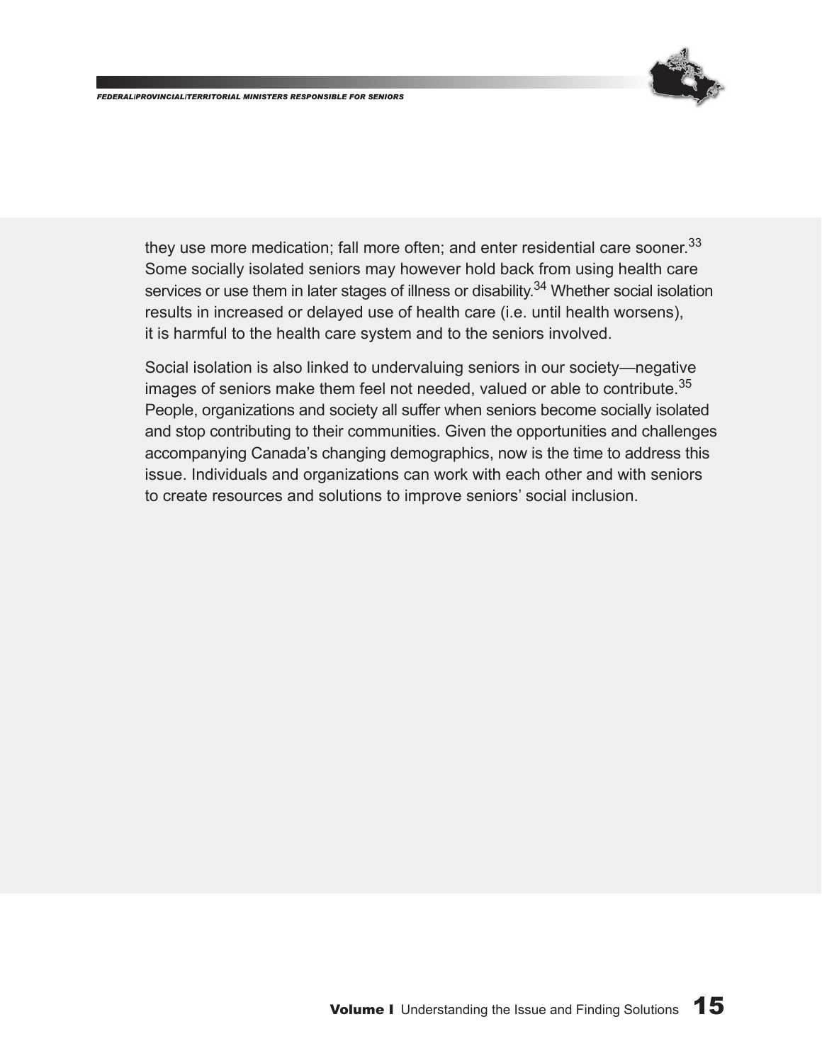they use more medication; fall more often; and enter residential care sooner.[33] Some socially isolated seniors may however hold back from using health care services or use them in later stages of illness or disability.[34] Whether social isolation results in increased or delayed use of health care (i.e. until health worsens), it is harmful to the health care system and to the seniors involved.

Social isolation is also linked to undervaluing seniors in our society—negative images of seniors make them feel not needed, valued or able to contribute.[35] People, organizations and society all suffer when seniors become socially isolated and stop contributing to their communities. Given the opportunities and challenges accompanying Canada's changing demographics, now is the time to address this issue. Individuals and organizations can work with each other and with seniors to create resources and solutions to improve seniors' social inclusion.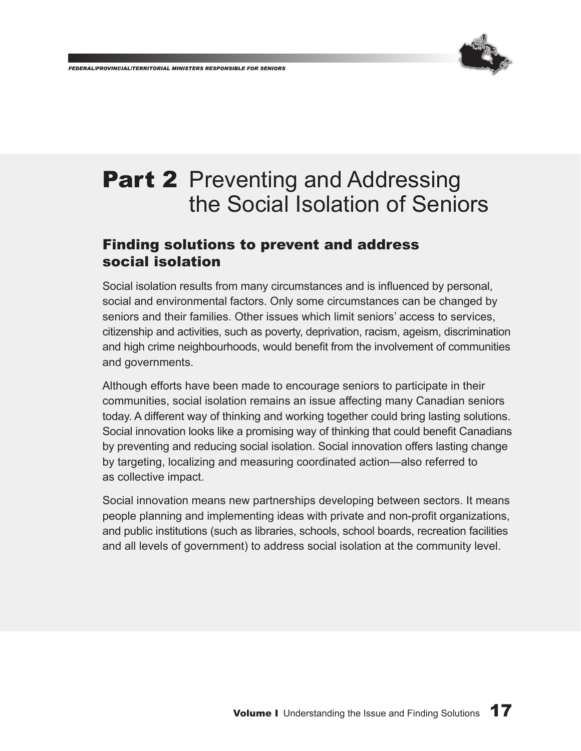# Part 2 Preventing and Addressing the Social Isolation of Seniors

## Finding solutions to prevent and address social isolation

Social isolation results from many circumstances and is influenced by personal, social and environmental factors. Only some circumstances can be changed by seniors and their families. Other issues which limit seniors' access to services, citizenship and activities, such as poverty, deprivation, racism, ageism, discrimination and high crime neighbourhoods, would benefit from the involvement of communities and governments.

Although efforts have been made to encourage seniors to participate in their communities, social isolation remains an issue affecting many Canadian seniors today. A different way of thinking and working together could bring lasting solutions. Social innovation looks like a promising way of thinking that could benefit Canadians by preventing and reducing social isolation. Social innovation offers lasting change by targeting, localizing and measuring coordinated action—also referred to as collective impact.

Social innovation means new partnerships developing between sectors. It means people planning and implementing ideas with private and non-profit organizations, and public institutions (such as libraries, schools, school boards, recreation facilities and all levels of government) to address social isolation at the community level.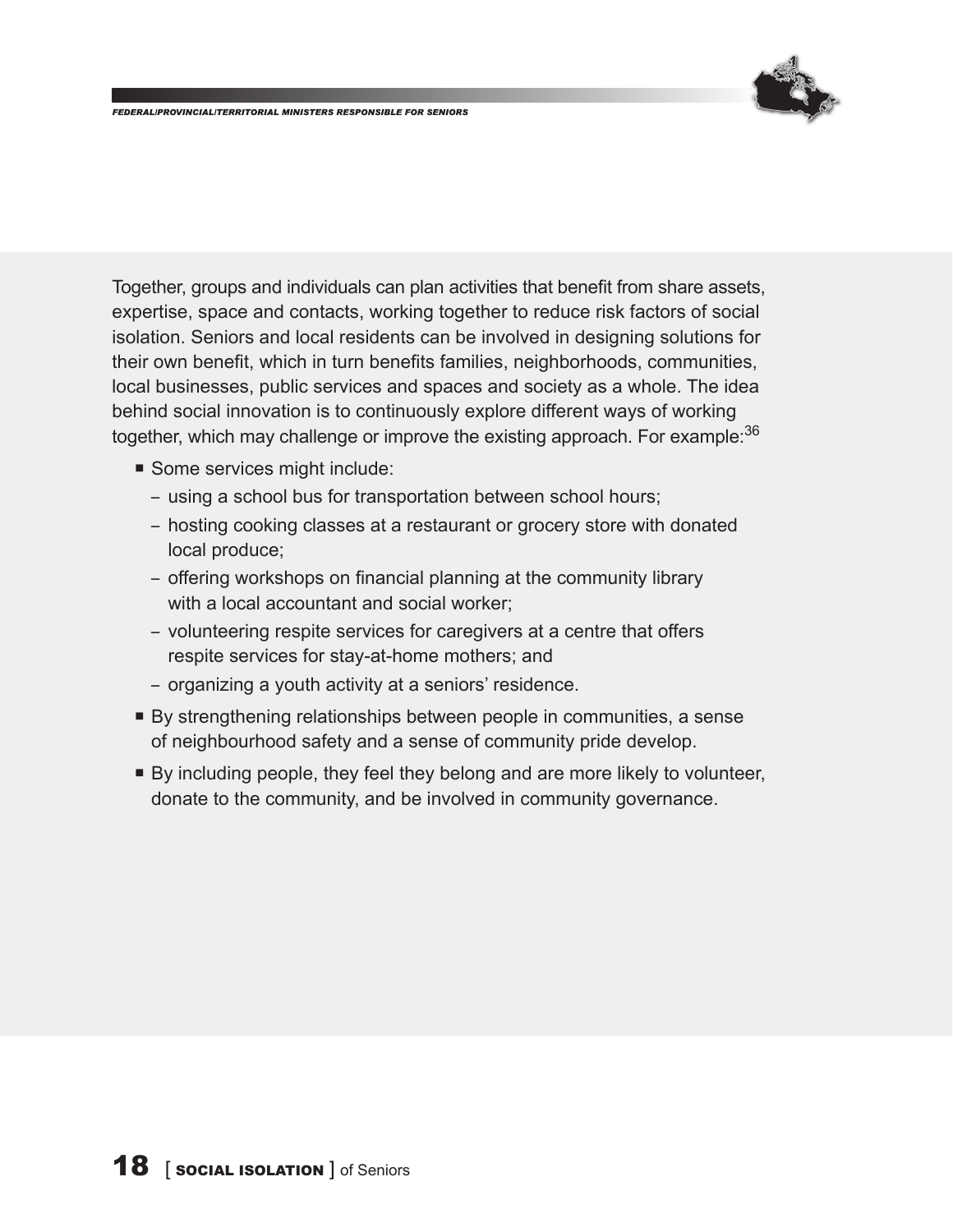Together, groups and individuals can plan activities that benefit from share assets, expertise, space and contacts, working together to reduce risk factors of social isolation. Seniors and local residents can be involved in designing solutions for their own benefit, which in turn benefits families, neighborhoods, communities, local businesses, public services and spaces and society as a whole. The idea behind social innovation is to continuously explore different ways of working together, which may challenge or improve the existing approach. For example:[36]

- Some services might include:
  - using a school bus for transportation between school hours;
  - hosting cooking classes at a restaurant or grocery store with donated local produce;
  - offering workshops on financial planning at the community library with a local accountant and social worker;
  - volunteering respite services for caregivers at a centre that offers respite services for stay-at-home mothers; and
  - organizing a youth activity at a seniors' residence.
- By strengthening relationships between people in communities, a sense of neighbourhood safety and a sense of community pride develop.
- By including people, they feel they belong and are more likely to volunteer, donate to the community, and be involved in community governance.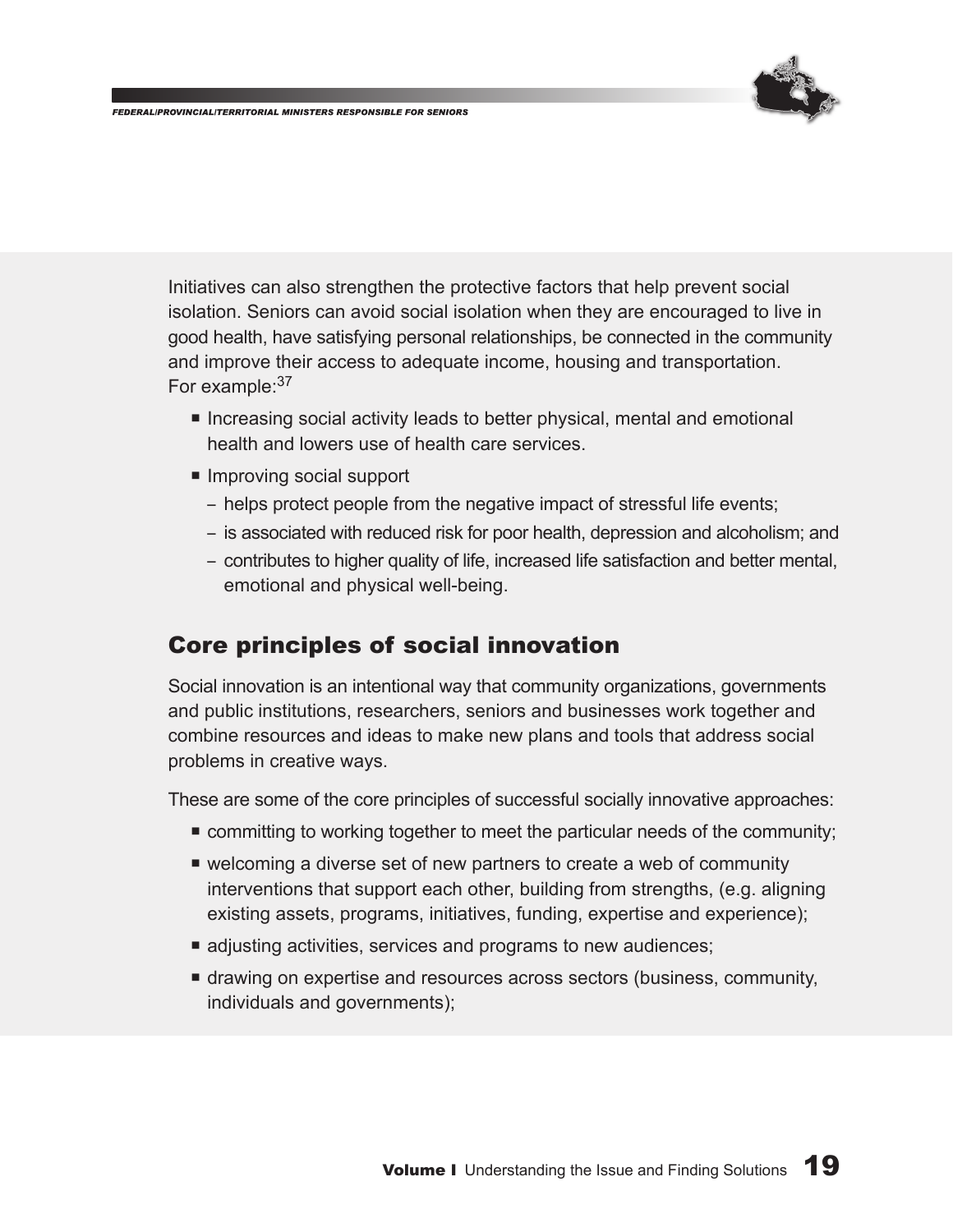Initiatives can also strengthen the protective factors that help prevent social isolation. Seniors can avoid social isolation when they are encouraged to live in good health, have satisfying personal relationships, be connected in the community and improve their access to adequate income, housing and transportation. For example:[37]

- Increasing social activity leads to better physical, mental and emotional health and lowers use of health care services.
- Improving social support
  - helps protect people from the negative impact of stressful life events;
  - is associated with reduced risk for poor health, depression and alcoholism; and
  - contributes to higher quality of life, increased life satisfaction and better mental, emotional and physical well-being.

## Core principles of social innovation

Social innovation is an intentional way that community organizations, governments and public institutions, researchers, seniors and businesses work together and combine resources and ideas to make new plans and tools that address social problems in creative ways.

These are some of the core principles of successful socially innovative approaches:

- committing to working together to meet the particular needs of the community;
- welcoming a diverse set of new partners to create a web of community interventions that support each other, building from strengths, (e.g. aligning existing assets, programs, initiatives, funding, expertise and experience);
- adjusting activities, services and programs to new audiences;
- drawing on expertise and resources across sectors (business, community, individuals and governments);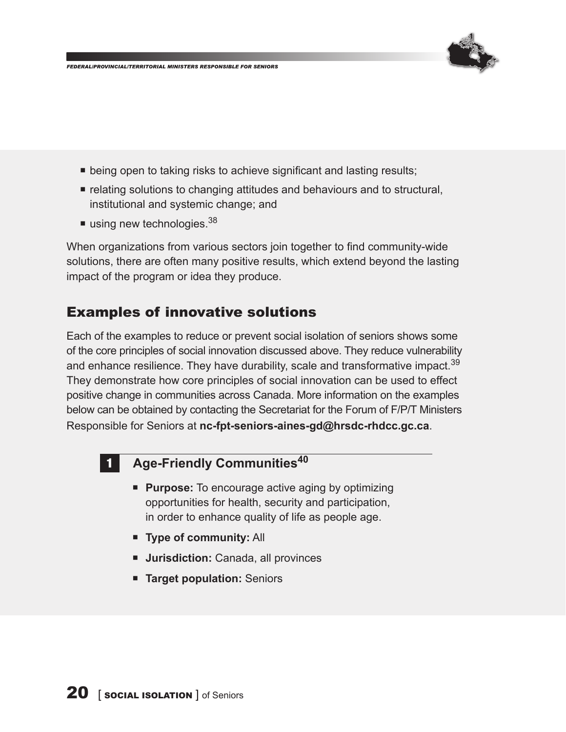- being open to taking risks to achieve significant and lasting results;
- relating solutions to changing attitudes and behaviours and to structural, institutional and systemic change; and
- using new technologies.[38]

When organizations from various sectors join together to find community-wide solutions, there are often many positive results, which extend beyond the lasting impact of the program or idea they produce.

## Examples of innovative solutions

Each of the examples to reduce or prevent social isolation of seniors shows some of the core principles of social innovation discussed above. They reduce vulnerability and enhance resilience. They have durability, scale and transformative impact.[39] They demonstrate how core principles of social innovation can be used to effect positive change in communities across Canada. More information on the examples below can be obtained by contacting the Secretariat for the Forum of F/P/T Ministers Responsible for Seniors at **nc-fpt-seniors-aines-gd@hrsdc-rhdcc.gc.ca**.

### 1 Age-Friendly Communities[40]

- **Purpose:** To encourage active aging by optimizing opportunities for health, security and participation, in order to enhance quality of life as people age.
- **Type of community:** All
- **Jurisdiction:** Canada, all provinces
- **Target population:** Seniors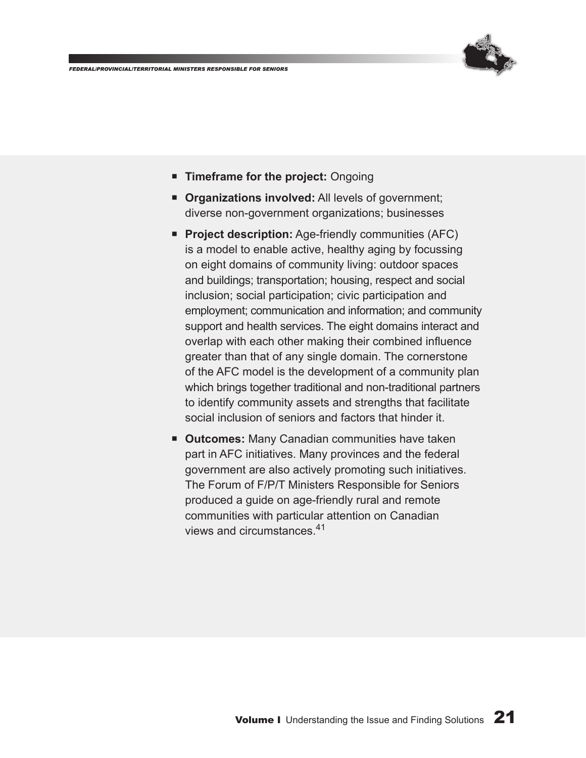- **Timeframe for the project:** Ongoing
- **Organizations involved:** All levels of government; diverse non-government organizations; businesses
- **Project description:** Age-friendly communities (AFC) is a model to enable active, healthy aging by focussing on eight domains of community living: outdoor spaces and buildings; transportation; housing, respect and social inclusion; social participation; civic participation and employment; communication and information; and community support and health services. The eight domains interact and overlap with each other making their combined influence greater than that of any single domain. The cornerstone of the AFC model is the development of a community plan which brings together traditional and non-traditional partners to identify community assets and strengths that facilitate social inclusion of seniors and factors that hinder it.
- **Outcomes:** Many Canadian communities have taken part in AFC initiatives. Many provinces and the federal government are also actively promoting such initiatives. The Forum of F/P/T Ministers Responsible for Seniors produced a guide on age-friendly rural and remote communities with particular attention on Canadian views and circumstances.[41]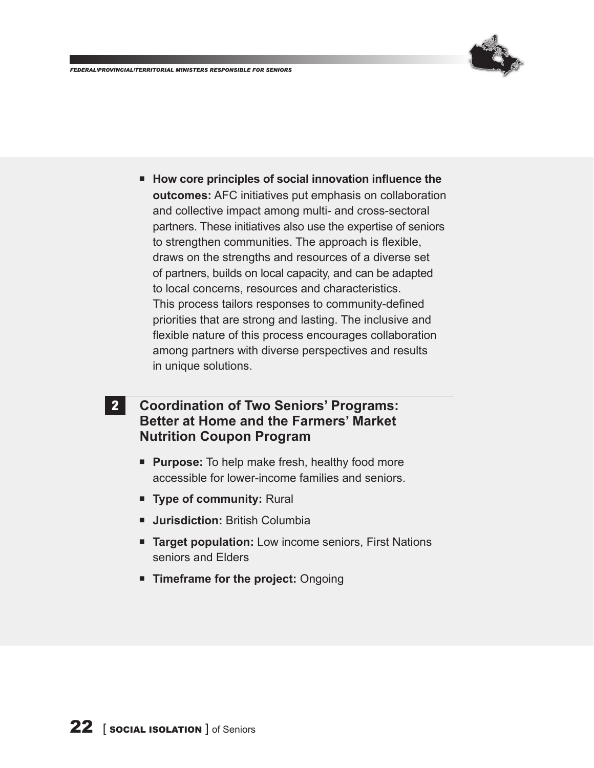- **How core principles of social innovation influence the outcomes:** AFC initiatives put emphasis on collaboration and collective impact among multi- and cross-sectoral partners. These initiatives also use the expertise of seniors to strengthen communities. The approach is flexible, draws on the strengths and resources of a diverse set of partners, builds on local capacity, and can be adapted to local concerns, resources and characteristics. This process tailors responses to community-defined priorities that are strong and lasting. The inclusive and flexible nature of this process encourages collaboration among partners with diverse perspectives and results in unique solutions.

## 2 Coordination of Two Seniors' Programs: Better at Home and the Farmers' Market Nutrition Coupon Program

- **Purpose:** To help make fresh, healthy food more accessible for lower-income families and seniors.
- **Type of community:** Rural
- **Jurisdiction:** British Columbia
- **Target population:** Low income seniors, First Nations seniors and Elders
- **Timeframe for the project:** Ongoing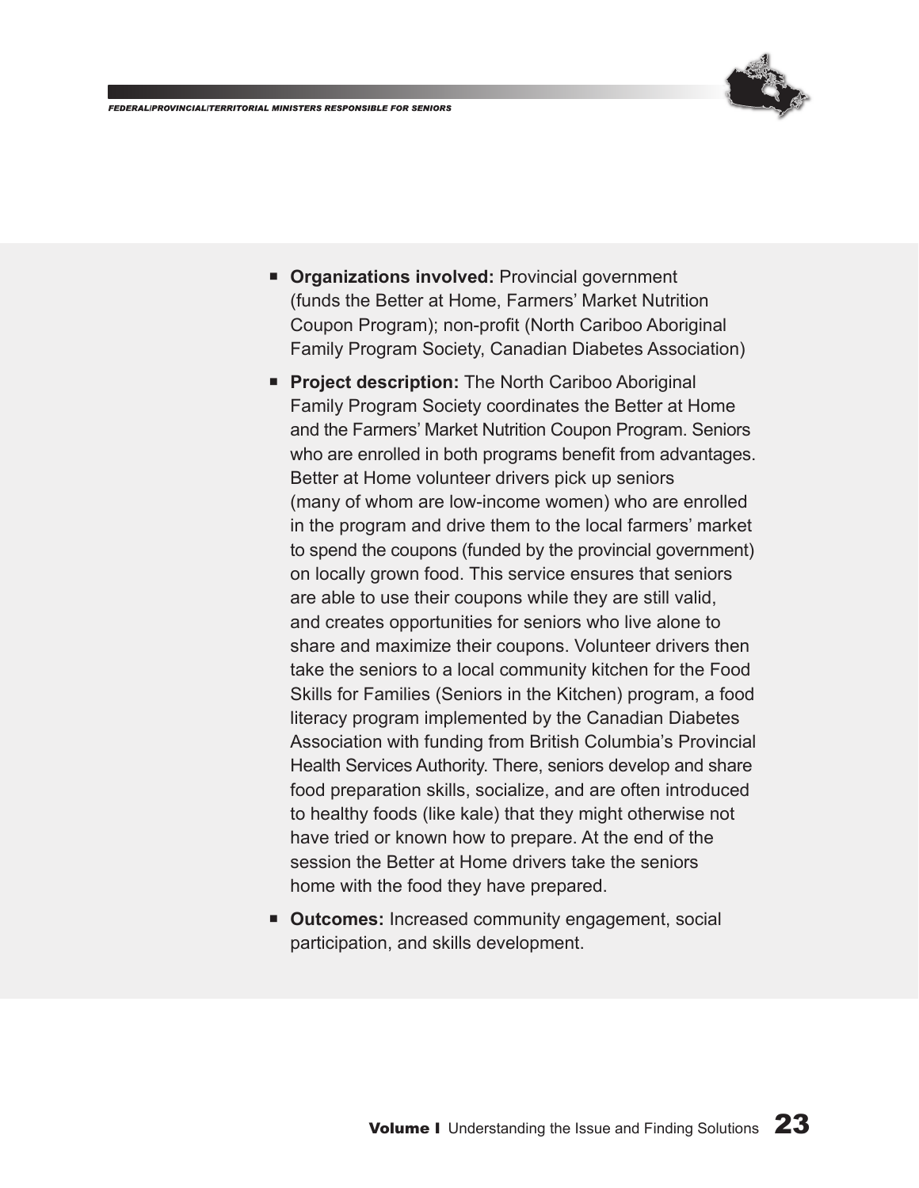- **Organizations involved:** Provincial government (funds the Better at Home, Farmers' Market Nutrition Coupon Program); non-profit (North Cariboo Aboriginal Family Program Society, Canadian Diabetes Association)
- **Project description:** The North Cariboo Aboriginal Family Program Society coordinates the Better at Home and the Farmers' Market Nutrition Coupon Program. Seniors who are enrolled in both programs benefit from advantages. Better at Home volunteer drivers pick up seniors (many of whom are low-income women) who are enrolled in the program and drive them to the local farmers' market to spend the coupons (funded by the provincial government) on locally grown food. This service ensures that seniors are able to use their coupons while they are still valid, and creates opportunities for seniors who live alone to share and maximize their coupons. Volunteer drivers then take the seniors to a local community kitchen for the Food Skills for Families (Seniors in the Kitchen) program, a food literacy program implemented by the Canadian Diabetes Association with funding from British Columbia's Provincial Health Services Authority. There, seniors develop and share food preparation skills, socialize, and are often introduced to healthy foods (like kale) that they might otherwise not have tried or known how to prepare. At the end of the session the Better at Home drivers take the seniors home with the food they have prepared.
- **Outcomes:** Increased community engagement, social participation, and skills development.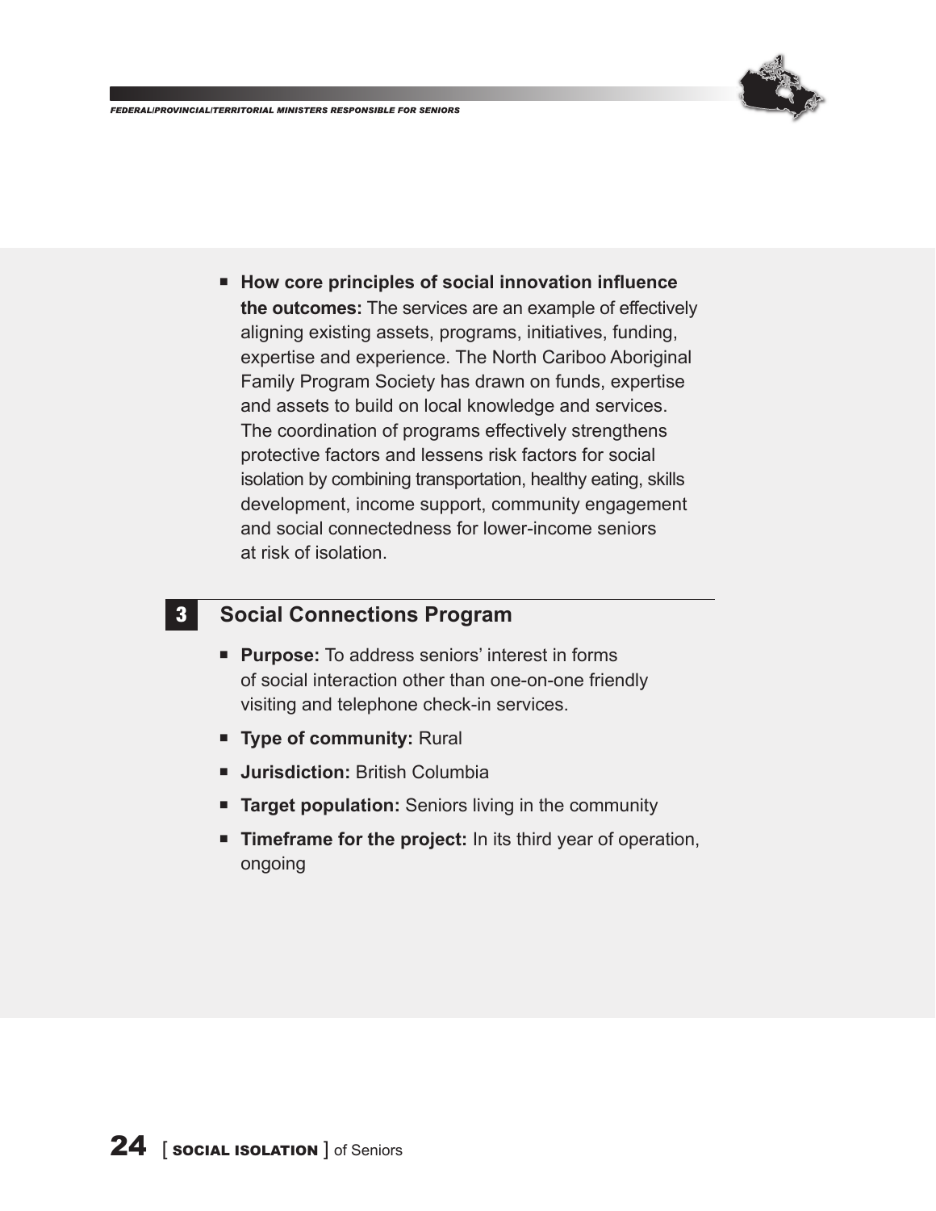- **How core principles of social innovation influence the outcomes:** The services are an example of effectively aligning existing assets, programs, initiatives, funding, expertise and experience. The North Cariboo Aboriginal Family Program Society has drawn on funds, expertise and assets to build on local knowledge and services. The coordination of programs effectively strengthens protective factors and lessens risk factors for social isolation by combining transportation, healthy eating, skills development, income support, community engagement and social connectedness for lower-income seniors at risk of isolation.

## 3 Social Connections Program

- **Purpose:** To address seniors' interest in forms of social interaction other than one-on-one friendly visiting and telephone check-in services.
- **Type of community:** Rural
- **Jurisdiction:** British Columbia
- **Target population:** Seniors living in the community
- **Timeframe for the project:** In its third year of operation, ongoing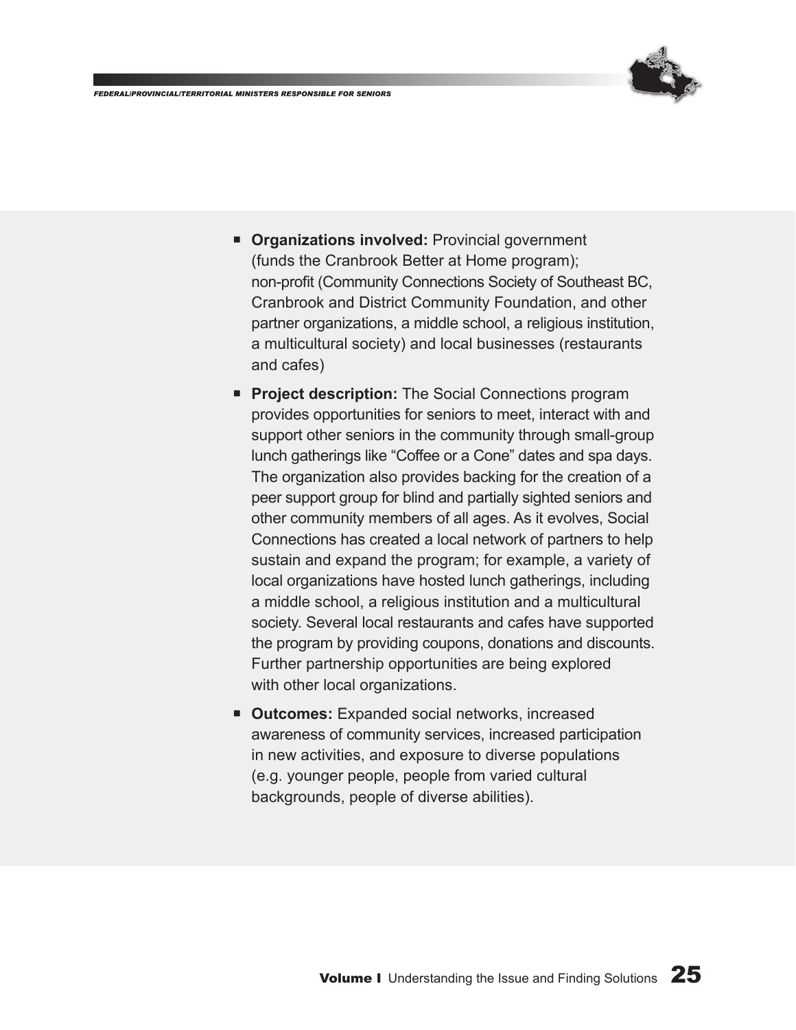- **Organizations involved:** Provincial government (funds the Cranbrook Better at Home program); non-profit (Community Connections Society of Southeast BC, Cranbrook and District Community Foundation, and other partner organizations, a middle school, a religious institution, a multicultural society) and local businesses (restaurants and cafes)
- **Project description:** The Social Connections program provides opportunities for seniors to meet, interact with and support other seniors in the community through small-group lunch gatherings like "Coffee or a Cone" dates and spa days. The organization also provides backing for the creation of a peer support group for blind and partially sighted seniors and other community members of all ages. As it evolves, Social Connections has created a local network of partners to help sustain and expand the program; for example, a variety of local organizations have hosted lunch gatherings, including a middle school, a religious institution and a multicultural society. Several local restaurants and cafes have supported the program by providing coupons, donations and discounts. Further partnership opportunities are being explored with other local organizations.
- **Outcomes:** Expanded social networks, increased awareness of community services, increased participation in new activities, and exposure to diverse populations (e.g. younger people, people from varied cultural backgrounds, people of diverse abilities).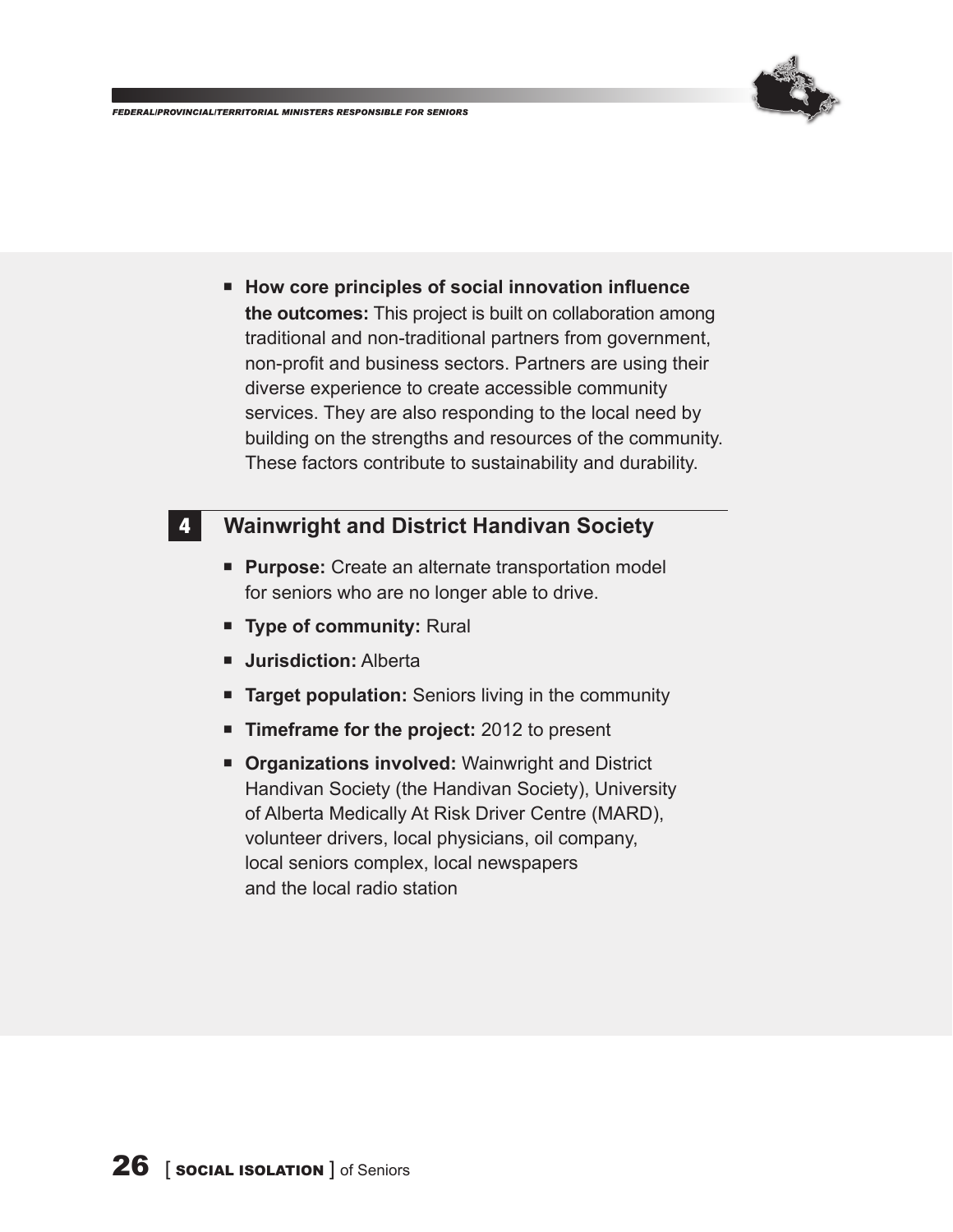- **How core principles of social innovation influence the outcomes:** This project is built on collaboration among traditional and non-traditional partners from government, non-profit and business sectors. Partners are using their diverse experience to create accessible community services. They are also responding to the local need by building on the strengths and resources of the community. These factors contribute to sustainability and durability.

## 4 Wainwright and District Handivan Society

- **Purpose:** Create an alternate transportation model for seniors who are no longer able to drive.
- **Type of community:** Rural
- **Jurisdiction:** Alberta
- **Target population:** Seniors living in the community
- **Timeframe for the project:** 2012 to present
- **Organizations involved:** Wainwright and District Handivan Society (the Handivan Society), University of Alberta Medically At Risk Driver Centre (MARD), volunteer drivers, local physicians, oil company, local seniors complex, local newspapers and the local radio station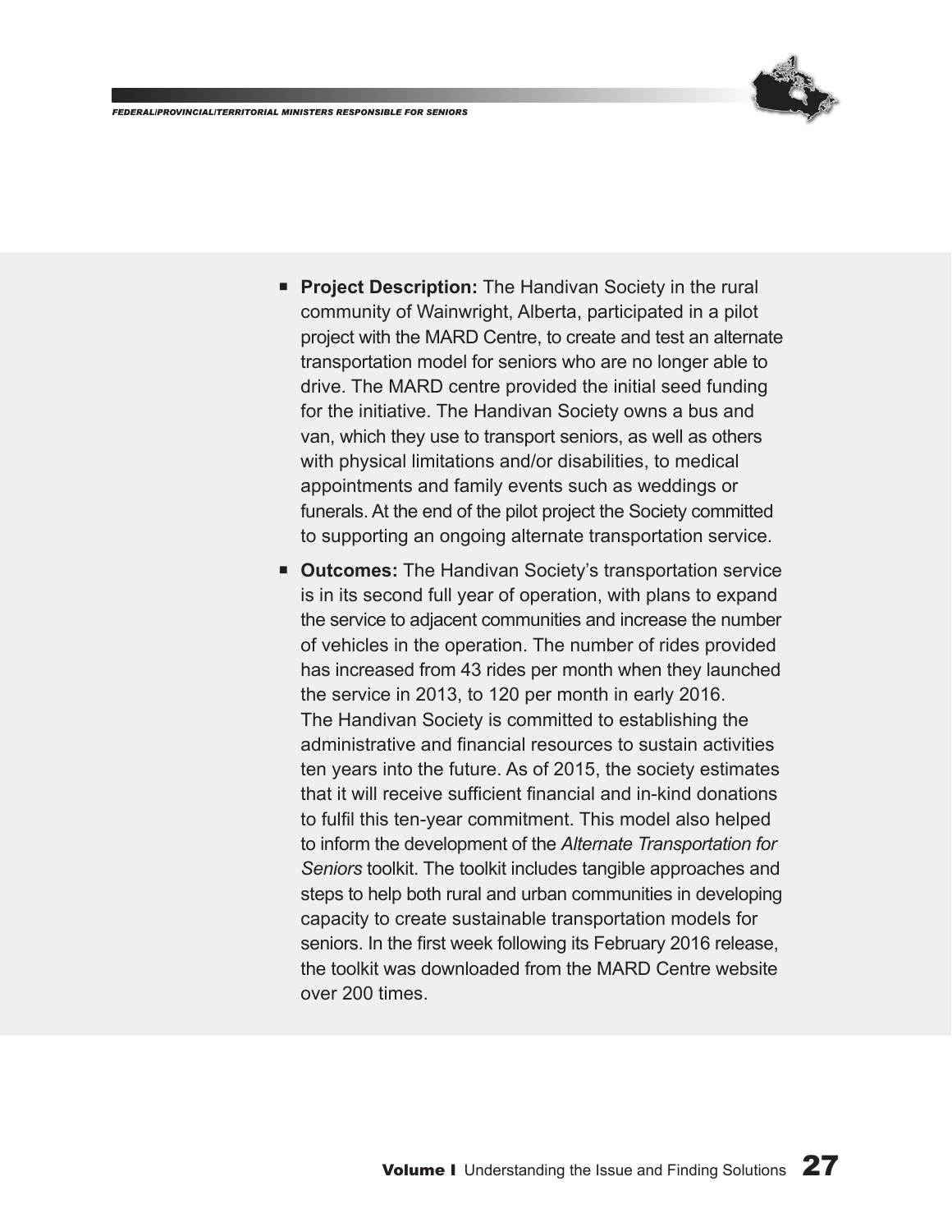- **Project Description:** The Handivan Society in the rural community of Wainwright, Alberta, participated in a pilot project with the MARD Centre, to create and test an alternate transportation model for seniors who are no longer able to drive. The MARD centre provided the initial seed funding for the initiative. The Handivan Society owns a bus and van, which they use to transport seniors, as well as others with physical limitations and/or disabilities, to medical appointments and family events such as weddings or funerals. At the end of the pilot project the Society committed to supporting an ongoing alternate transportation service.
- **Outcomes:** The Handivan Society's transportation service is in its second full year of operation, with plans to expand the service to adjacent communities and increase the number of vehicles in the operation. The number of rides provided has increased from 43 rides per month when they launched the service in 2013, to 120 per month in early 2016. The Handivan Society is committed to establishing the administrative and financial resources to sustain activities ten years into the future. As of 2015, the society estimates that it will receive sufficient financial and in-kind donations to fulfil this ten-year commitment. This model also helped to inform the development of the *Alternate Transportation for Seniors* toolkit. The toolkit includes tangible approaches and steps to help both rural and urban communities in developing capacity to create sustainable transportation models for seniors. In the first week following its February 2016 release, the toolkit was downloaded from the MARD Centre website over 200 times.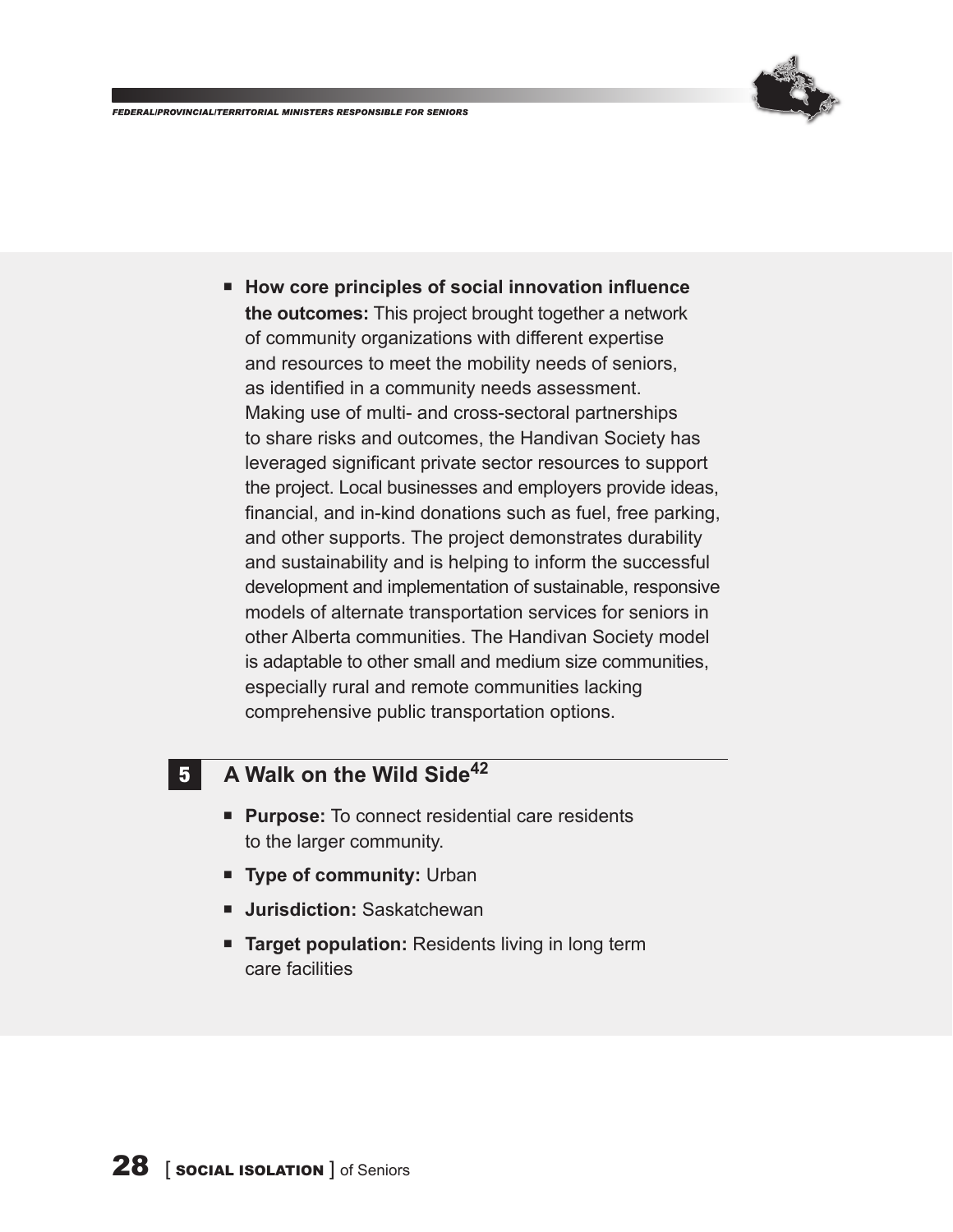- **How core principles of social innovation influence the outcomes:** This project brought together a network of community organizations with different expertise and resources to meet the mobility needs of seniors, as identified in a community needs assessment. Making use of multi- and cross-sectoral partnerships to share risks and outcomes, the Handivan Society has leveraged significant private sector resources to support the project. Local businesses and employers provide ideas, financial, and in-kind donations such as fuel, free parking, and other supports. The project demonstrates durability and sustainability and is helping to inform the successful development and implementation of sustainable, responsive models of alternate transportation services for seniors in other Alberta communities. The Handivan Society model is adaptable to other small and medium size communities, especially rural and remote communities lacking comprehensive public transportation options.

## 5 A Walk on the Wild Side[42]

- **Purpose:** To connect residential care residents to the larger community.
- **Type of community:** Urban
- **Jurisdiction:** Saskatchewan
- **Target population:** Residents living in long term care facilities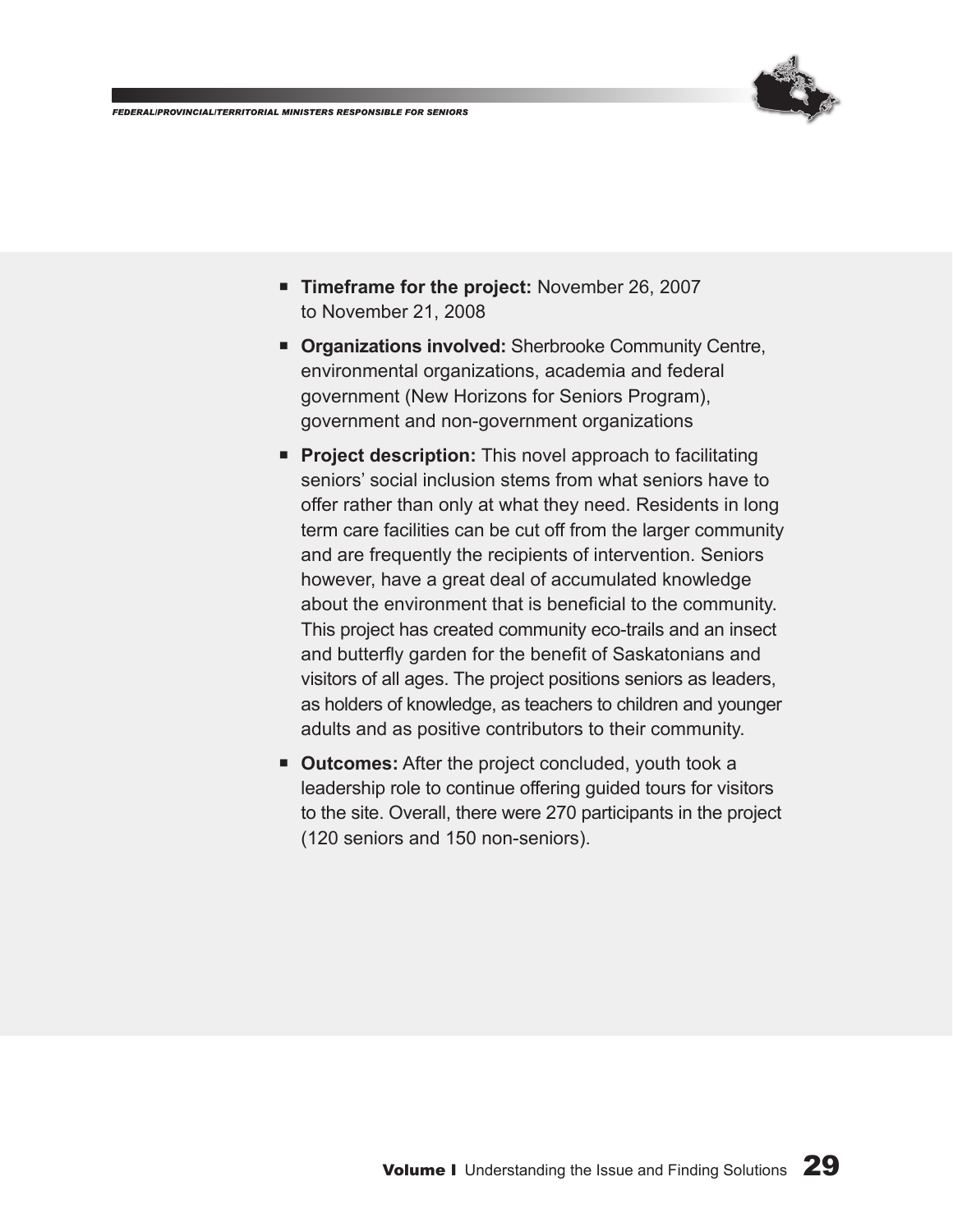- **Timeframe for the project:** November 26, 2007 to November 21, 2008
- **Organizations involved:** Sherbrooke Community Centre, environmental organizations, academia and federal government (New Horizons for Seniors Program), government and non-government organizations
- **Project description:** This novel approach to facilitating seniors' social inclusion stems from what seniors have to offer rather than only at what they need. Residents in long term care facilities can be cut off from the larger community and are frequently the recipients of intervention. Seniors however, have a great deal of accumulated knowledge about the environment that is beneficial to the community. This project has created community eco-trails and an insect and butterfly garden for the benefit of Saskatonians and visitors of all ages. The project positions seniors as leaders, as holders of knowledge, as teachers to children and younger adults and as positive contributors to their community.
- **Outcomes:** After the project concluded, youth took a leadership role to continue offering guided tours for visitors to the site. Overall, there were 270 participants in the project (120 seniors and 150 non-seniors).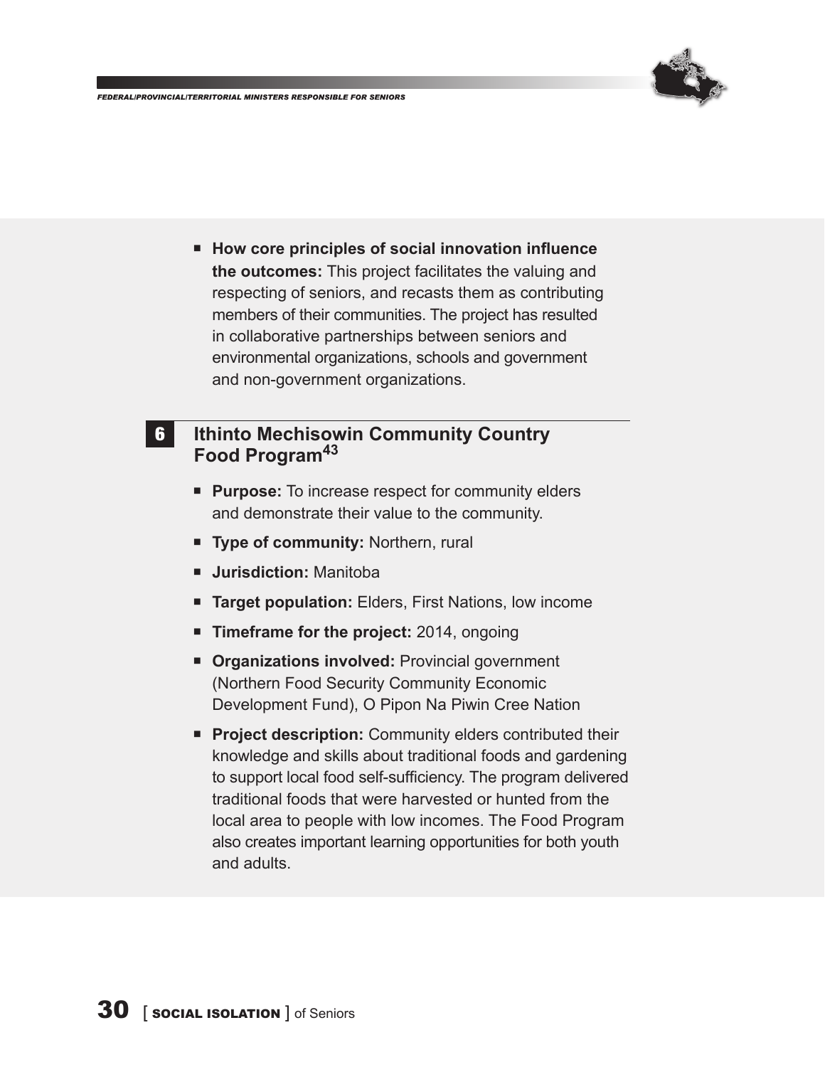- **How core principles of social innovation influence the outcomes:** This project facilitates the valuing and respecting of seniors, and recasts them as contributing members of their communities. The project has resulted in collaborative partnerships between seniors and environmental organizations, schools and government and non-government organizations.

## 6 Ithinto Mechisowin Community Country Food Program[43]

- **Purpose:** To increase respect for community elders and demonstrate their value to the community.
- **Type of community:** Northern, rural
- **Jurisdiction:** Manitoba
- **Target population:** Elders, First Nations, low income
- **Timeframe for the project:** 2014, ongoing
- **Organizations involved:** Provincial government (Northern Food Security Community Economic Development Fund), O Pipon Na Piwin Cree Nation
- **Project description:** Community elders contributed their knowledge and skills about traditional foods and gardening to support local food self-sufficiency. The program delivered traditional foods that were harvested or hunted from the local area to people with low incomes. The Food Program also creates important learning opportunities for both youth and adults.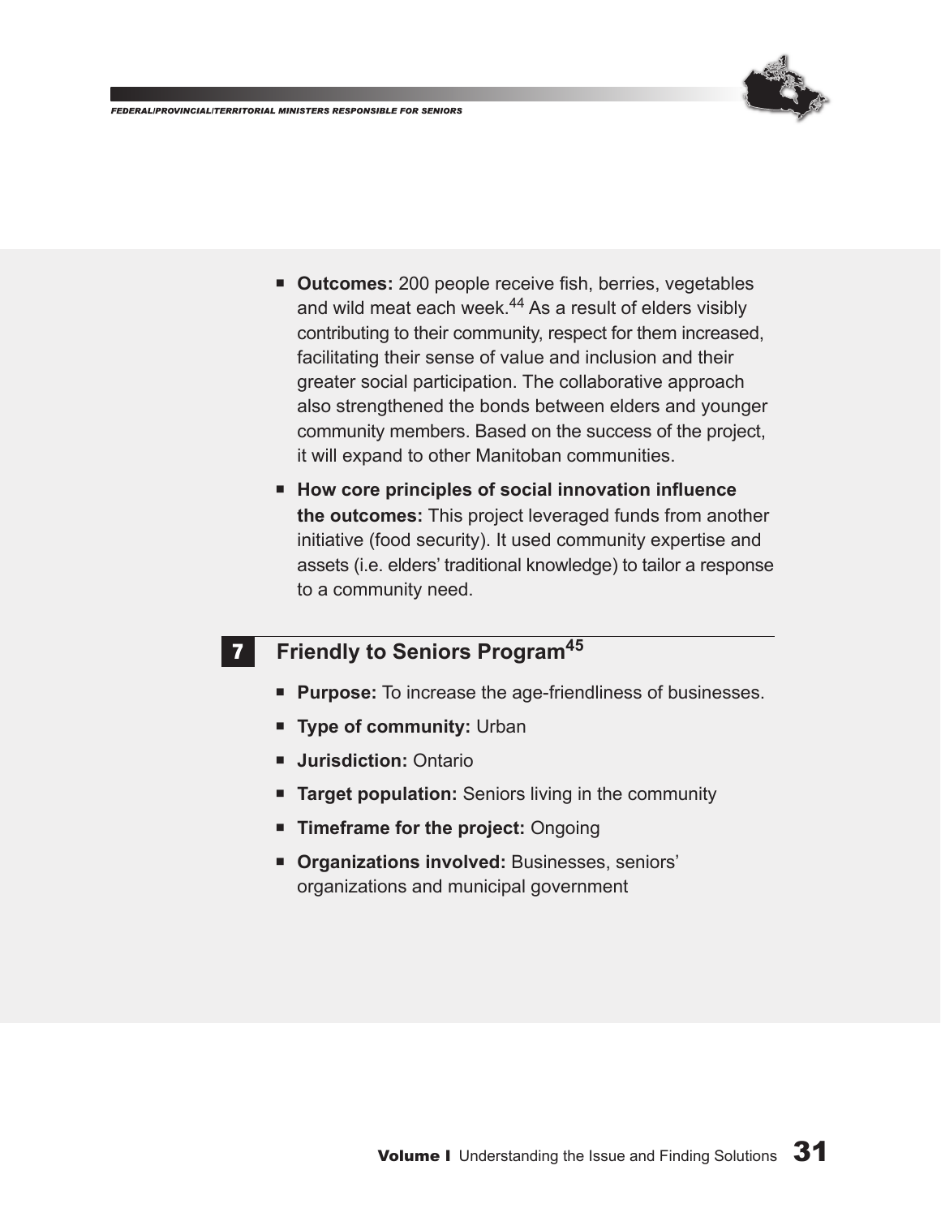- **Outcomes:** 200 people receive fish, berries, vegetables and wild meat each week.[44] As a result of elders visibly contributing to their community, respect for them increased, facilitating their sense of value and inclusion and their greater social participation. The collaborative approach also strengthened the bonds between elders and younger community members. Based on the success of the project, it will expand to other Manitoban communities.
- **How core principles of social innovation influence the outcomes:** This project leveraged funds from another initiative (food security). It used community expertise and assets (i.e. elders' traditional knowledge) to tailor a response to a community need.

### 7 Friendly to Seniors Program[45]

- **Purpose:** To increase the age-friendliness of businesses.
- **Type of community:** Urban
- **Jurisdiction:** Ontario
- **Target population:** Seniors living in the community
- **Timeframe for the project:** Ongoing
- **Organizations involved:** Businesses, seniors' organizations and municipal government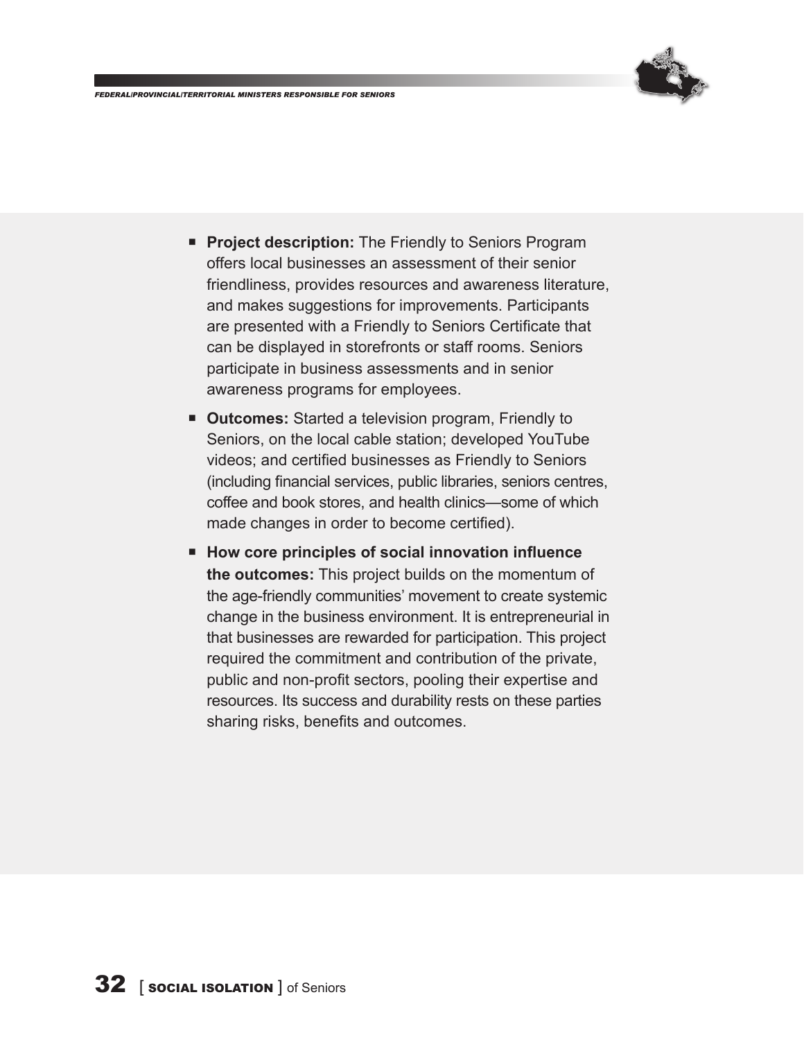- **Project description:** The Friendly to Seniors Program offers local businesses an assessment of their senior friendliness, provides resources and awareness literature, and makes suggestions for improvements. Participants are presented with a Friendly to Seniors Certificate that can be displayed in storefronts or staff rooms. Seniors participate in business assessments and in senior awareness programs for employees.
- **Outcomes:** Started a television program, Friendly to Seniors, on the local cable station; developed YouTube videos; and certified businesses as Friendly to Seniors (including financial services, public libraries, seniors centres, coffee and book stores, and health clinics—some of which made changes in order to become certified).
- **How core principles of social innovation influence the outcomes:** This project builds on the momentum of the age-friendly communities' movement to create systemic change in the business environment. It is entrepreneurial in that businesses are rewarded for participation. This project required the commitment and contribution of the private, public and non-profit sectors, pooling their expertise and resources. Its success and durability rests on these parties sharing risks, benefits and outcomes.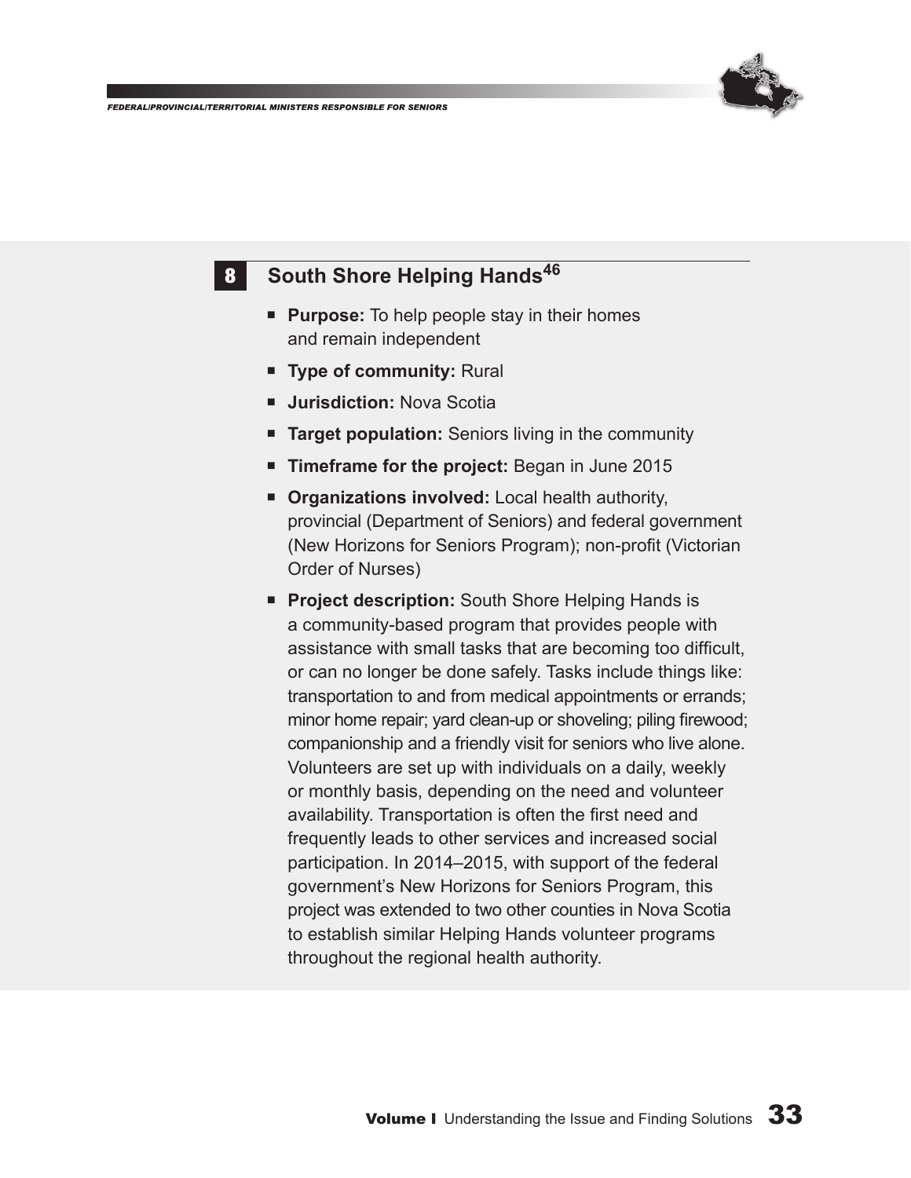## 8 South Shore Helping Hands[46]

- **Purpose:** To help people stay in their homes and remain independent
- **Type of community:** Rural
- **Jurisdiction:** Nova Scotia
- **Target population:** Seniors living in the community
- **Timeframe for the project:** Began in June 2015
- **Organizations involved:** Local health authority, provincial (Department of Seniors) and federal government (New Horizons for Seniors Program); non-profit (Victorian Order of Nurses)
- **Project description:** South Shore Helping Hands is a community-based program that provides people with assistance with small tasks that are becoming too difficult, or can no longer be done safely. Tasks include things like: transportation to and from medical appointments or errands; minor home repair; yard clean-up or shoveling; piling firewood; companionship and a friendly visit for seniors who live alone. Volunteers are set up with individuals on a daily, weekly or monthly basis, depending on the need and volunteer availability. Transportation is often the first need and frequently leads to other services and increased social participation. In 2014–2015, with support of the federal government's New Horizons for Seniors Program, this project was extended to two other counties in Nova Scotia to establish similar Helping Hands volunteer programs throughout the regional health authority.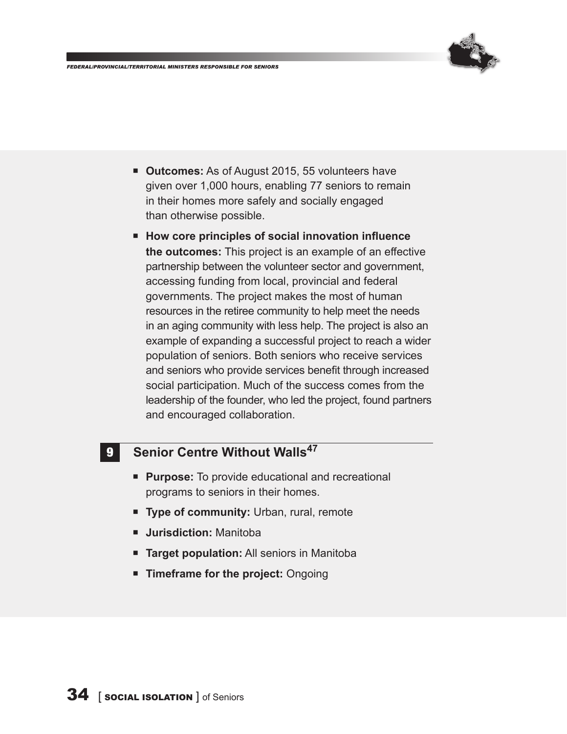- **Outcomes:** As of August 2015, 55 volunteers have given over 1,000 hours, enabling 77 seniors to remain in their homes more safely and socially engaged than otherwise possible.
- **How core principles of social innovation influence the outcomes:** This project is an example of an effective partnership between the volunteer sector and government, accessing funding from local, provincial and federal governments. The project makes the most of human resources in the retiree community to help meet the needs in an aging community with less help. The project is also an example of expanding a successful project to reach a wider population of seniors. Both seniors who receive services and seniors who provide services benefit through increased social participation. Much of the success comes from the leadership of the founder, who led the project, found partners and encouraged collaboration.

## 9 Senior Centre Without Walls[47]

- **Purpose:** To provide educational and recreational programs to seniors in their homes.
- **Type of community:** Urban, rural, remote
- **Jurisdiction:** Manitoba
- **Target population:** All seniors in Manitoba
- **Timeframe for the project:** Ongoing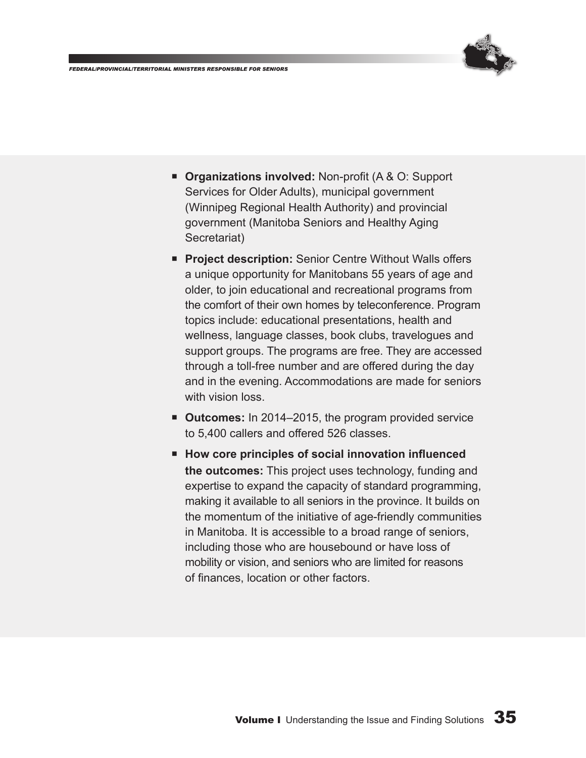- **Organizations involved:** Non-profit (A & O: Support Services for Older Adults), municipal government (Winnipeg Regional Health Authority) and provincial government (Manitoba Seniors and Healthy Aging Secretariat)
- **Project description:** Senior Centre Without Walls offers a unique opportunity for Manitobans 55 years of age and older, to join educational and recreational programs from the comfort of their own homes by teleconference. Program topics include: educational presentations, health and wellness, language classes, book clubs, travelogues and support groups. The programs are free. They are accessed through a toll-free number and are offered during the day and in the evening. Accommodations are made for seniors with vision loss.
- **Outcomes:** In 2014–2015, the program provided service to 5,400 callers and offered 526 classes.
- **How core principles of social innovation influenced the outcomes:** This project uses technology, funding and expertise to expand the capacity of standard programming, making it available to all seniors in the province. It builds on the momentum of the initiative of age-friendly communities in Manitoba. It is accessible to a broad range of seniors, including those who are housebound or have loss of mobility or vision, and seniors who are limited for reasons of finances, location or other factors.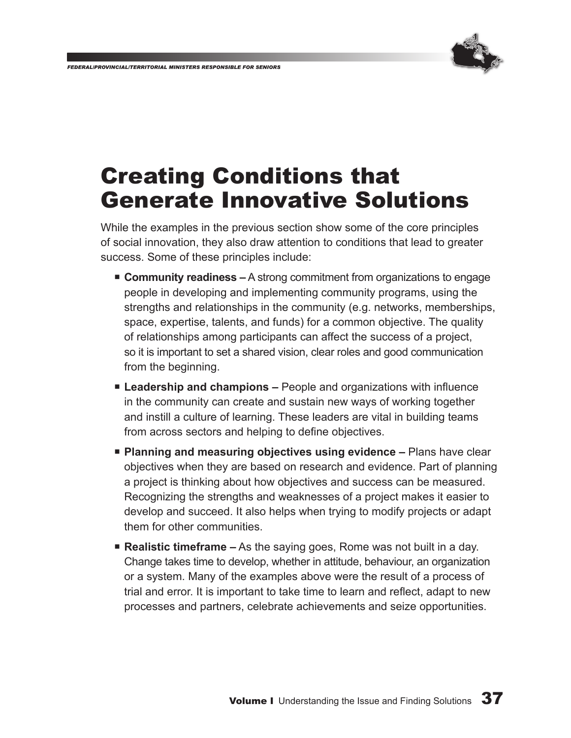# Creating Conditions that Generate Innovative Solutions

While the examples in the previous section show some of the core principles of social innovation, they also draw attention to conditions that lead to greater success. Some of these principles include:

- **Community readiness –** A strong commitment from organizations to engage people in developing and implementing community programs, using the strengths and relationships in the community (e.g. networks, memberships, space, expertise, talents, and funds) for a common objective. The quality of relationships among participants can affect the success of a project, so it is important to set a shared vision, clear roles and good communication from the beginning.
- **Leadership and champions –** People and organizations with influence in the community can create and sustain new ways of working together and instill a culture of learning. These leaders are vital in building teams from across sectors and helping to define objectives.
- **Planning and measuring objectives using evidence –** Plans have clear objectives when they are based on research and evidence. Part of planning a project is thinking about how objectives and success can be measured. Recognizing the strengths and weaknesses of a project makes it easier to develop and succeed. It also helps when trying to modify projects or adapt them for other communities.
- **Realistic timeframe –** As the saying goes, Rome was not built in a day. Change takes time to develop, whether in attitude, behaviour, an organization or a system. Many of the examples above were the result of a process of trial and error. It is important to take time to learn and reflect, adapt to new processes and partners, celebrate achievements and seize opportunities.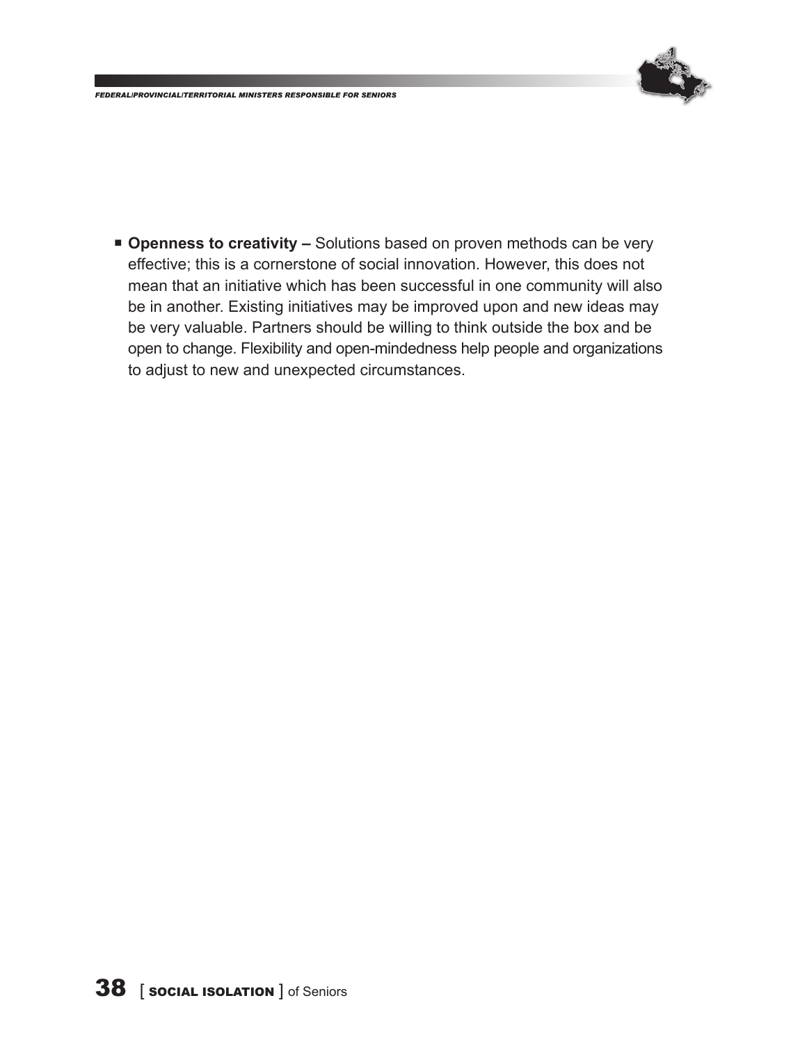- **Openness to creativity –** Solutions based on proven methods can be very effective; this is a cornerstone of social innovation. However, this does not mean that an initiative which has been successful in one community will also be in another. Existing initiatives may be improved upon and new ideas may be very valuable. Partners should be willing to think outside the box and be open to change. Flexibility and open-mindedness help people and organizations to adjust to new and unexpected circumstances.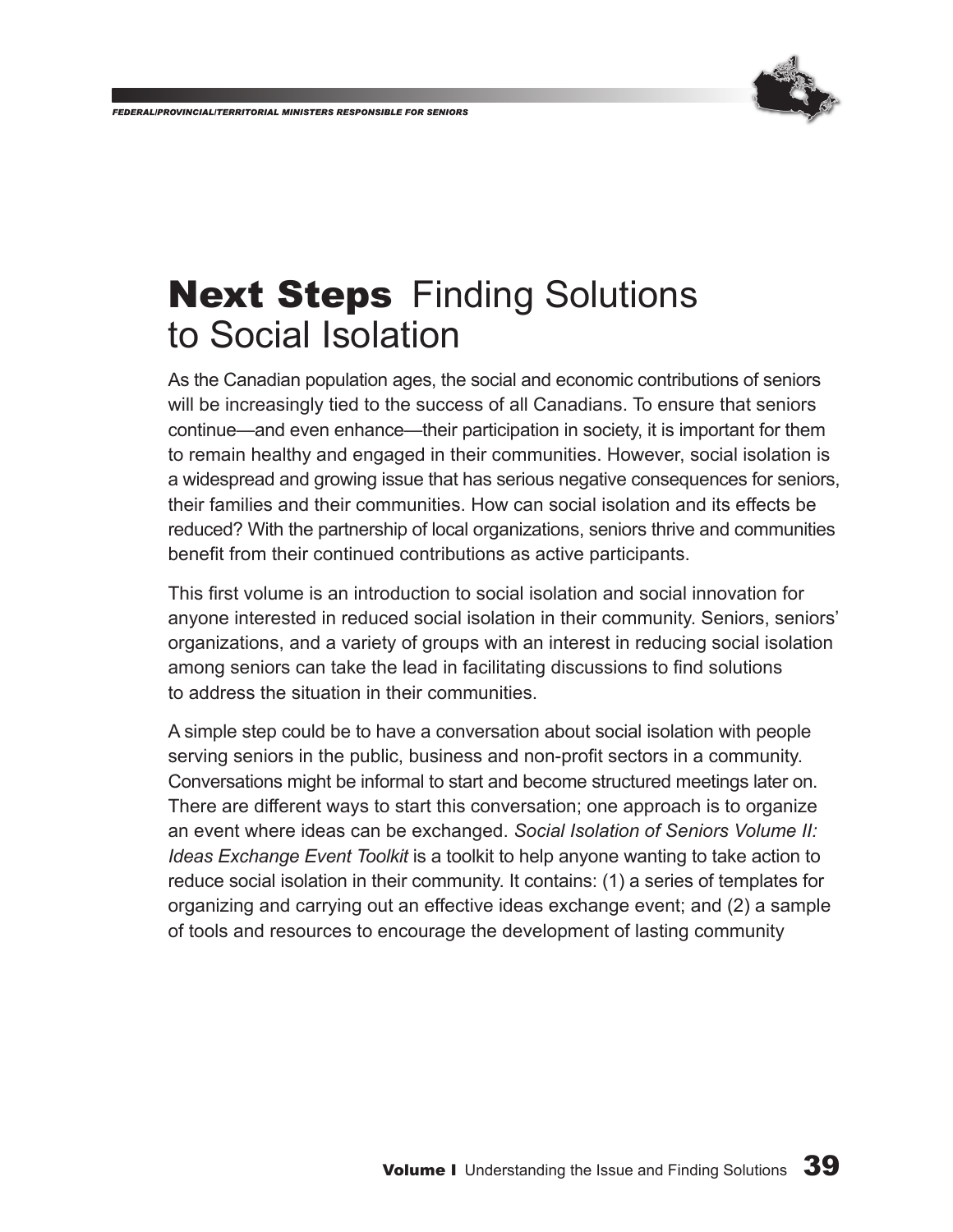# **Next Steps** Finding Solutions to Social Isolation

As the Canadian population ages, the social and economic contributions of seniors will be increasingly tied to the success of all Canadians. To ensure that seniors continue—and even enhance—their participation in society, it is important for them to remain healthy and engaged in their communities. However, social isolation is a widespread and growing issue that has serious negative consequences for seniors, their families and their communities. How can social isolation and its effects be reduced? With the partnership of local organizations, seniors thrive and communities benefit from their continued contributions as active participants.

This first volume is an introduction to social isolation and social innovation for anyone interested in reduced social isolation in their community. Seniors, seniors' organizations, and a variety of groups with an interest in reducing social isolation among seniors can take the lead in facilitating discussions to find solutions to address the situation in their communities.

A simple step could be to have a conversation about social isolation with people serving seniors in the public, business and non-profit sectors in a community. Conversations might be informal to start and become structured meetings later on. There are different ways to start this conversation; one approach is to organize an event where ideas can be exchanged. *Social Isolation of Seniors Volume II: Ideas Exchange Event Toolkit* is a toolkit to help anyone wanting to take action to reduce social isolation in their community. It contains: (1) a series of templates for organizing and carrying out an effective ideas exchange event; and (2) a sample of tools and resources to encourage the development of lasting community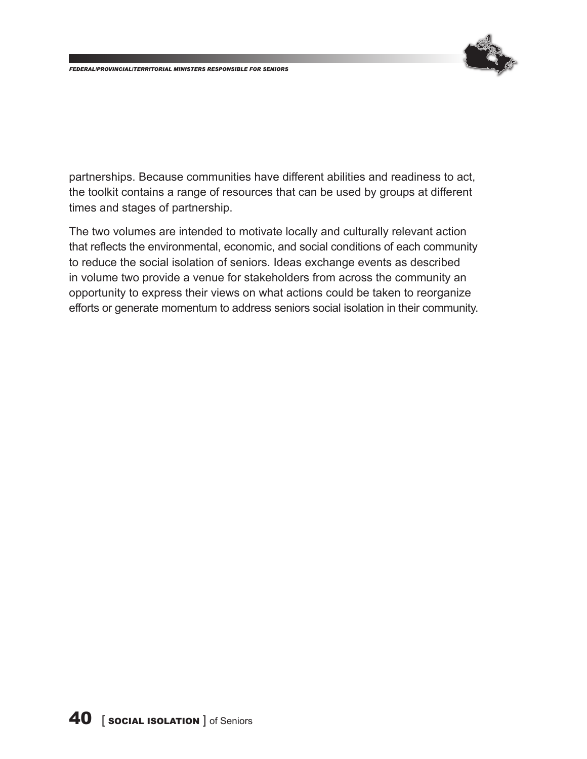partnerships. Because communities have different abilities and readiness to act, the toolkit contains a range of resources that can be used by groups at different times and stages of partnership.

The two volumes are intended to motivate locally and culturally relevant action that reflects the environmental, economic, and social conditions of each community to reduce the social isolation of seniors. Ideas exchange events as described in volume two provide a venue for stakeholders from across the community an opportunity to express their views on what actions could be taken to reorganize efforts or generate momentum to address seniors social isolation in their community.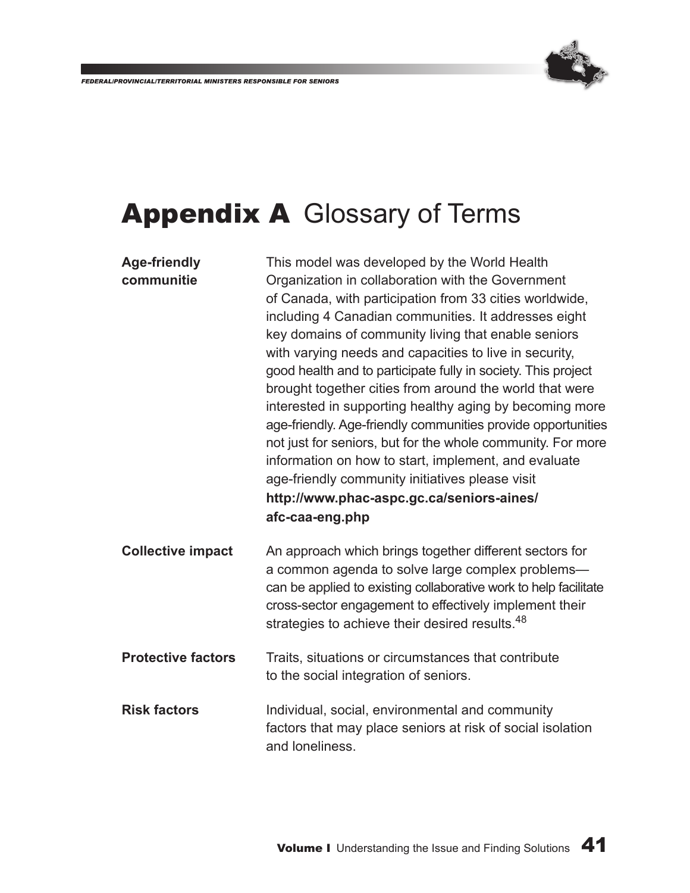# Appendix A Glossary of Terms

**Age-friendly communitie**

This model was developed by the World Health Organization in collaboration with the Government of Canada, with participation from 33 cities worldwide, including 4 Canadian communities. It addresses eight key domains of community living that enable seniors with varying needs and capacities to live in security, good health and to participate fully in society. This project brought together cities from around the world that were interested in supporting healthy aging by becoming more age-friendly. Age-friendly communities provide opportunities not just for seniors, but for the whole community. For more information on how to start, implement, and evaluate age-friendly community initiatives please visit **http://www.phac-aspc.gc.ca/seniors-aines/afc-caa-eng.php**

**Collective impact**

An approach which brings together different sectors for a common agenda to solve large complex problems—can be applied to existing collaborative work to help facilitate cross-sector engagement to effectively implement their strategies to achieve their desired results.[48]

**Protective factors**

Traits, situations or circumstances that contribute to the social integration of seniors.

**Risk factors**

Individual, social, environmental and community factors that may place seniors at risk of social isolation and loneliness.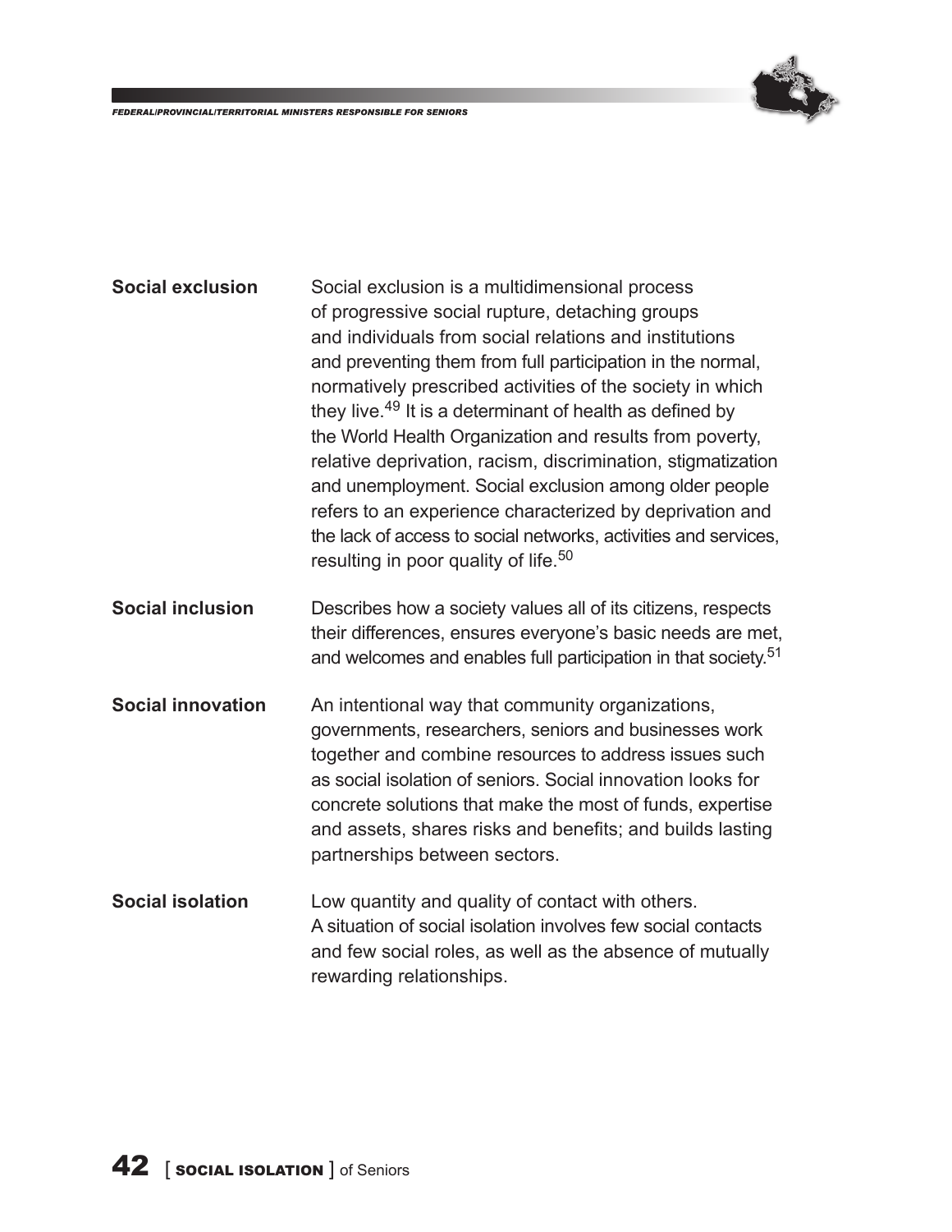**Social exclusion** Social exclusion is a multidimensional process of progressive social rupture, detaching groups and individuals from social relations and institutions and preventing them from full participation in the normal, normatively prescribed activities of the society in which they live.[49] It is a determinant of health as defined by the World Health Organization and results from poverty, relative deprivation, racism, discrimination, stigmatization and unemployment. Social exclusion among older people refers to an experience characterized by deprivation and the lack of access to social networks, activities and services, resulting in poor quality of life.[50]

**Social inclusion** Describes how a society values all of its citizens, respects their differences, ensures everyone's basic needs are met, and welcomes and enables full participation in that society.[51]

**Social innovation** An intentional way that community organizations, governments, researchers, seniors and businesses work together and combine resources to address issues such as social isolation of seniors. Social innovation looks for concrete solutions that make the most of funds, expertise and assets, shares risks and benefits; and builds lasting partnerships between sectors.

**Social isolation** Low quantity and quality of contact with others. A situation of social isolation involves few social contacts and few social roles, as well as the absence of mutually rewarding relationships.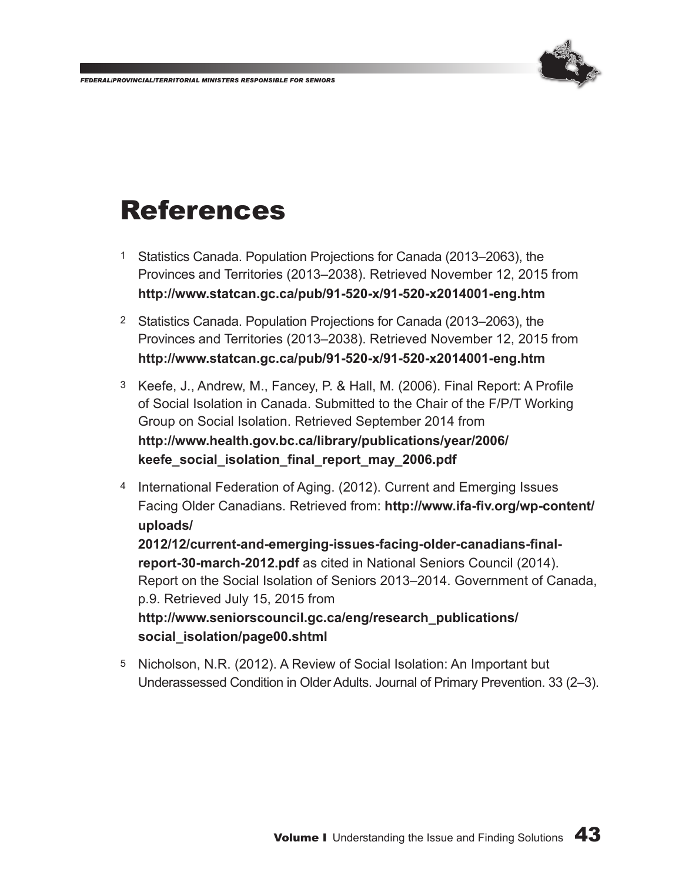# References

1. Statistics Canada. Population Projections for Canada (2013–2063), the Provinces and Territories (2013–2038). Retrieved November 12, 2015 from **http://www.statcan.gc.ca/pub/91-520-x/91-520-x2014001-eng.htm**

2. Statistics Canada. Population Projections for Canada (2013–2063), the Provinces and Territories (2013–2038). Retrieved November 12, 2015 from **http://www.statcan.gc.ca/pub/91-520-x/91-520-x2014001-eng.htm**

3. Keefe, J., Andrew, M., Fancey, P. & Hall, M. (2006). Final Report: A Profile of Social Isolation in Canada. Submitted to the Chair of the F/P/T Working Group on Social Isolation. Retrieved September 2014 from **http://www.health.gov.bc.ca/library/publications/year/2006/keefe_social_isolation_final_report_may_2006.pdf**

4. International Federation of Aging. (2012). Current and Emerging Issues Facing Older Canadians. Retrieved from: **http://www.ifa-fiv.org/wp-content/uploads/2012/12/current-and-emerging-issues-facing-older-canadians-final-report-30-march-2012.pdf** as cited in National Seniors Council (2014). Report on the Social Isolation of Seniors 2013–2014. Government of Canada, p.9. Retrieved July 15, 2015 from **http://www.seniorscouncil.gc.ca/eng/research_publications/social_isolation/page00.shtml**

5. Nicholson, N.R. (2012). A Review of Social Isolation: An Important but Underassessed Condition in Older Adults. Journal of Primary Prevention. 33 (2–3).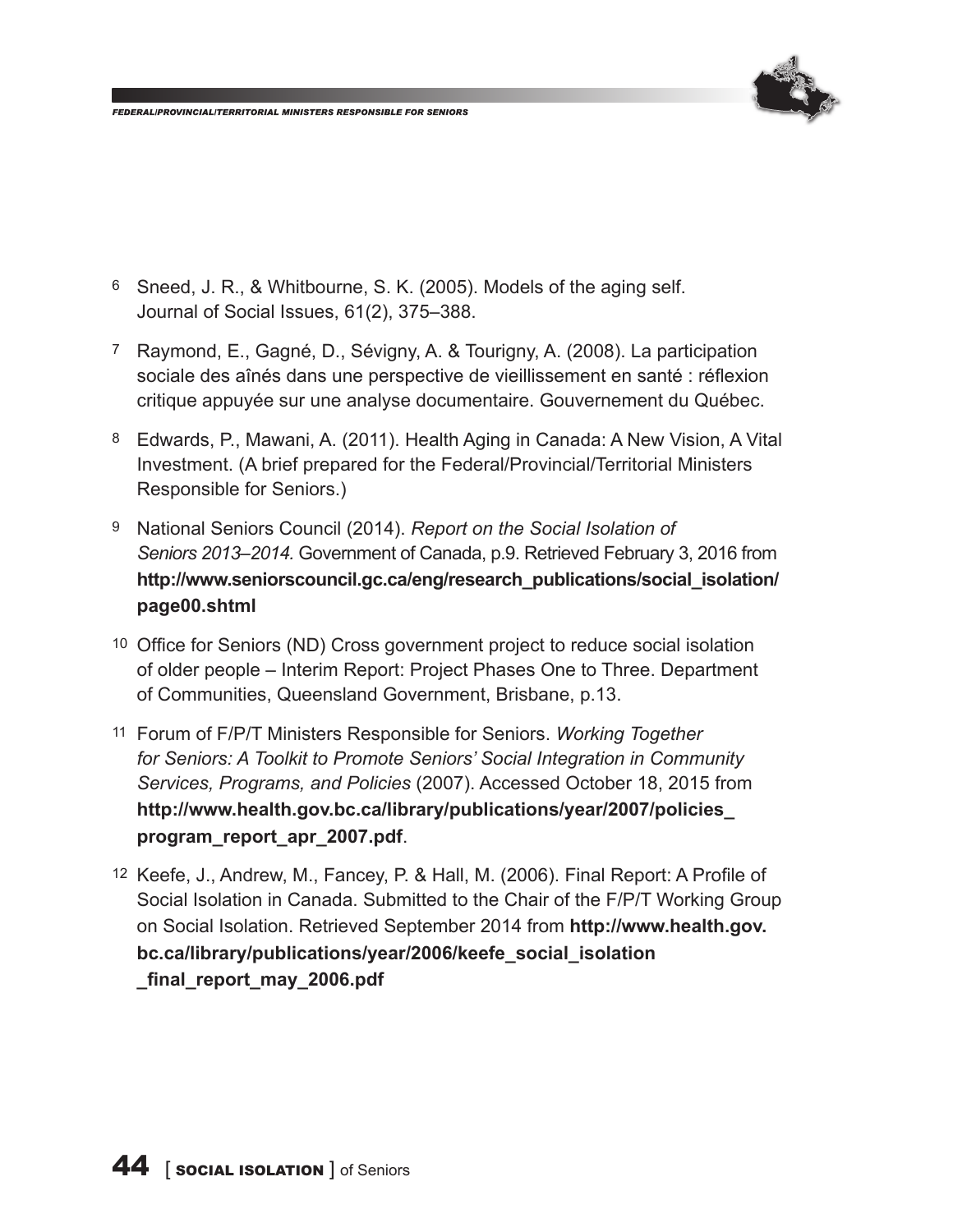6 Sneed, J. R., & Whitbourne, S. K. (2005). Models of the aging self. Journal of Social Issues, 61(2), 375–388.

7 Raymond, E., Gagné, D., Sévigny, A. & Tourigny, A. (2008). La participation sociale des aînés dans une perspective de vieillissement en santé : réflexion critique appuyée sur une analyse documentaire. Gouvernement du Québec.

8 Edwards, P., Mawani, A. (2011). Health Aging in Canada: A New Vision, A Vital Investment. (A brief prepared for the Federal/Provincial/Territorial Ministers Responsible for Seniors.)

9 National Seniors Council (2014). *Report on the Social Isolation of Seniors 2013–2014.* Government of Canada, p.9. Retrieved February 3, 2016 from **http://www.seniorscouncil.gc.ca/eng/research_publications/social_isolation/page00.shtml**

10 Office for Seniors (ND) Cross government project to reduce social isolation of older people – Interim Report: Project Phases One to Three. Department of Communities, Queensland Government, Brisbane, p.13.

11 Forum of F/P/T Ministers Responsible for Seniors. *Working Together for Seniors: A Toolkit to Promote Seniors' Social Integration in Community Services, Programs, and Policies* (2007). Accessed October 18, 2015 from **http://www.health.gov.bc.ca/library/publications/year/2007/policies_program_report_apr_2007.pdf**.

12 Keefe, J., Andrew, M., Fancey, P. & Hall, M. (2006). Final Report: A Profile of Social Isolation in Canada. Submitted to the Chair of the F/P/T Working Group on Social Isolation. Retrieved September 2014 from **http://www.health.gov.bc.ca/library/publications/year/2006/keefe_social_isolation_final_report_may_2006.pdf**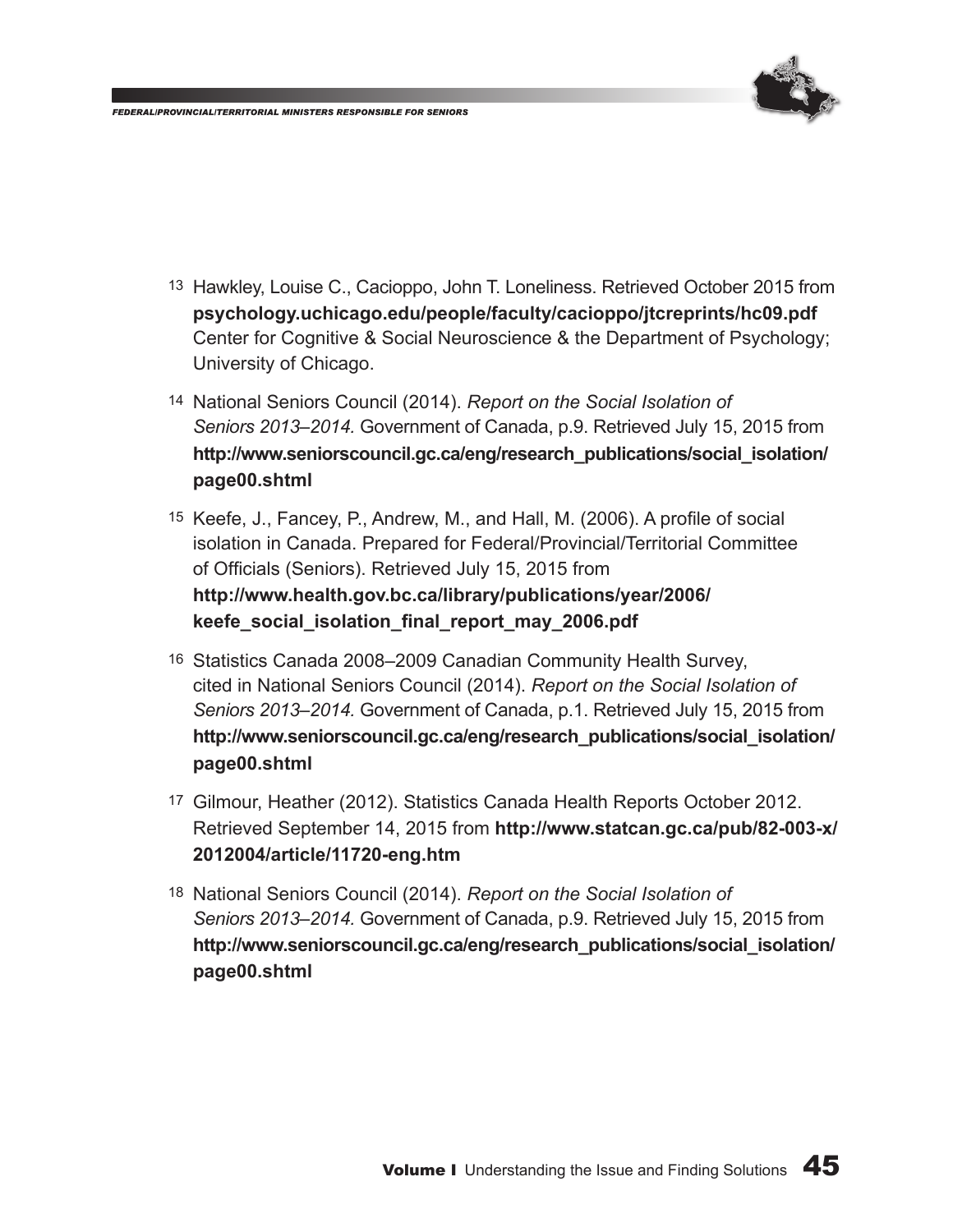[13] Hawkley, Louise C., Cacioppo, John T. Loneliness. Retrieved October 2015 from **psychology.uchicago.edu/people/faculty/cacioppo/jtcreprints/hc09.pdf** Center for Cognitive & Social Neuroscience & the Department of Psychology; University of Chicago.

[14] National Seniors Council (2014). *Report on the Social Isolation of Seniors 2013–2014.* Government of Canada, p.9. Retrieved July 15, 2015 from **http://www.seniorscouncil.gc.ca/eng/research_publications/social_isolation/page00.shtml**

[15] Keefe, J., Fancey, P., Andrew, M., and Hall, M. (2006). A profile of social isolation in Canada. Prepared for Federal/Provincial/Territorial Committee of Officials (Seniors). Retrieved July 15, 2015 from **http://www.health.gov.bc.ca/library/publications/year/2006/keefe_social_isolation_final_report_may_2006.pdf**

[16] Statistics Canada 2008–2009 Canadian Community Health Survey, cited in National Seniors Council (2014). *Report on the Social Isolation of Seniors 2013–2014.* Government of Canada, p.1. Retrieved July 15, 2015 from **http://www.seniorscouncil.gc.ca/eng/research_publications/social_isolation/page00.shtml**

[17] Gilmour, Heather (2012). Statistics Canada Health Reports October 2012. Retrieved September 14, 2015 from **http://www.statcan.gc.ca/pub/82-003-x/2012004/article/11720-eng.htm**

[18] National Seniors Council (2014). *Report on the Social Isolation of Seniors 2013–2014.* Government of Canada, p.9. Retrieved July 15, 2015 from **http://www.seniorscouncil.gc.ca/eng/research_publications/social_isolation/page00.shtml**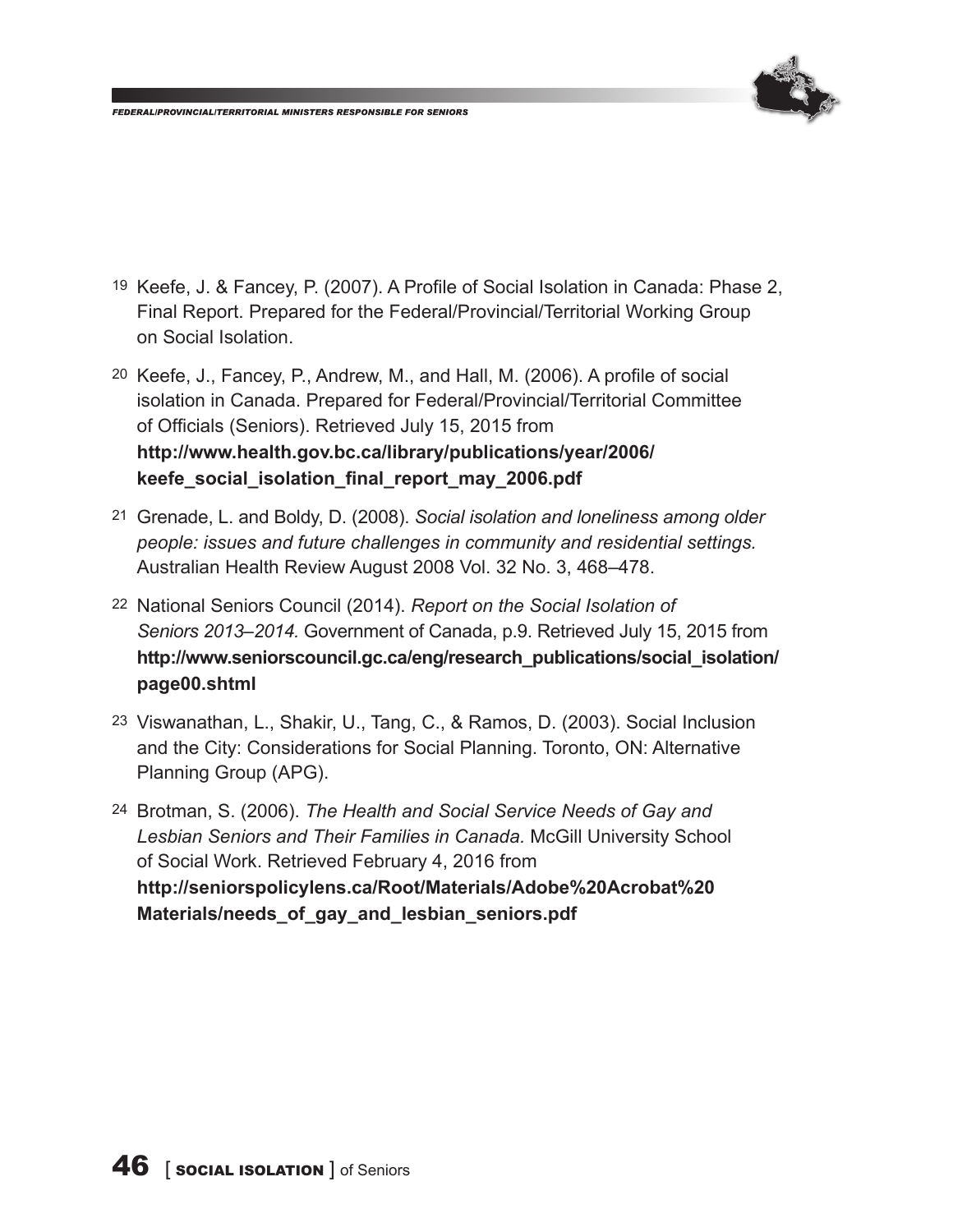[19] Keefe, J. & Fancey, P. (2007). A Profile of Social Isolation in Canada: Phase 2, Final Report. Prepared for the Federal/Provincial/Territorial Working Group on Social Isolation.

[20] Keefe, J., Fancey, P., Andrew, M., and Hall, M. (2006). A profile of social isolation in Canada. Prepared for Federal/Provincial/Territorial Committee of Officials (Seniors). Retrieved July 15, 2015 from **http://www.health.gov.bc.ca/library/publications/year/2006/keefe_social_isolation_final_report_may_2006.pdf**

[21] Grenade, L. and Boldy, D. (2008). *Social isolation and loneliness among older people: issues and future challenges in community and residential settings.* Australian Health Review August 2008 Vol. 32 No. 3, 468–478.

[22] National Seniors Council (2014). *Report on the Social Isolation of Seniors 2013–2014.* Government of Canada, p.9. Retrieved July 15, 2015 from **http://www.seniorscouncil.gc.ca/eng/research_publications/social_isolation/page00.shtml**

[23] Viswanathan, L., Shakir, U., Tang, C., & Ramos, D. (2003). Social Inclusion and the City: Considerations for Social Planning. Toronto, ON: Alternative Planning Group (APG).

[24] Brotman, S. (2006). *The Health and Social Service Needs of Gay and Lesbian Seniors and Their Families in Canada.* McGill University School of Social Work. Retrieved February 4, 2016 from **http://seniorspolicylens.ca/Root/Materials/Adobe%20Acrobat%20Materials/needs_of_gay_and_lesbian_seniors.pdf**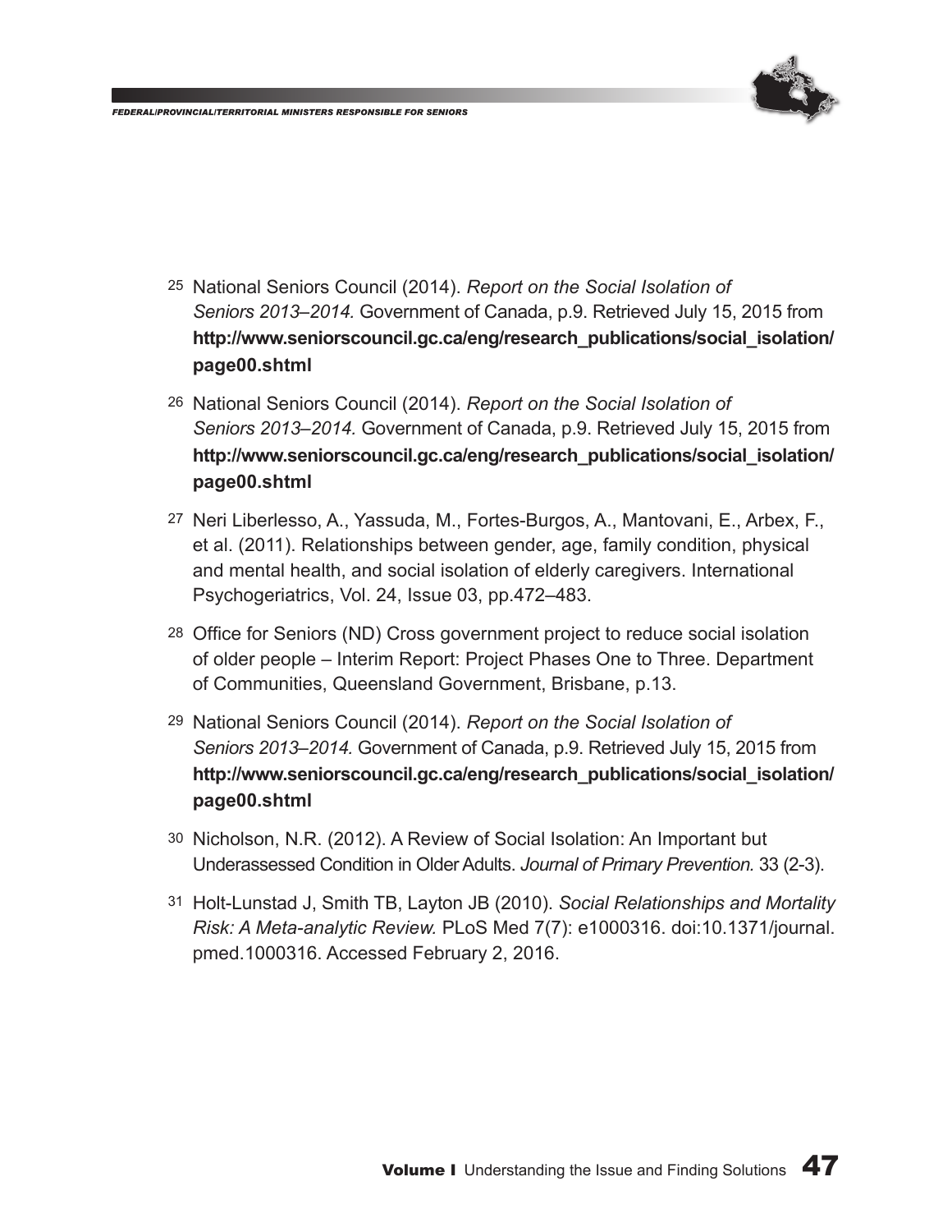[25] National Seniors Council (2014). *Report on the Social Isolation of Seniors 2013–2014.* Government of Canada, p.9. Retrieved July 15, 2015 from **http://www.seniorscouncil.gc.ca/eng/research_publications/social_isolation/page00.shtml**

[26] National Seniors Council (2014). *Report on the Social Isolation of Seniors 2013–2014.* Government of Canada, p.9. Retrieved July 15, 2015 from **http://www.seniorscouncil.gc.ca/eng/research_publications/social_isolation/page00.shtml**

[27] Neri Liberlesso, A., Yassuda, M., Fortes-Burgos, A., Mantovani, E., Arbex, F., et al. (2011). Relationships between gender, age, family condition, physical and mental health, and social isolation of elderly caregivers. International Psychogeriatrics, Vol. 24, Issue 03, pp.472–483.

[28] Office for Seniors (ND) Cross government project to reduce social isolation of older people – Interim Report: Project Phases One to Three. Department of Communities, Queensland Government, Brisbane, p.13.

[29] National Seniors Council (2014). *Report on the Social Isolation of Seniors 2013–2014.* Government of Canada, p.9. Retrieved July 15, 2015 from **http://www.seniorscouncil.gc.ca/eng/research_publications/social_isolation/page00.shtml**

[30] Nicholson, N.R. (2012). A Review of Social Isolation: An Important but Underassessed Condition in Older Adults. *Journal of Primary Prevention.* 33 (2-3).

[31] Holt-Lunstad J, Smith TB, Layton JB (2010). *Social Relationships and Mortality Risk: A Meta-analytic Review.* PLoS Med 7(7): e1000316. doi:10.1371/journal.pmed.1000316. Accessed February 2, 2016.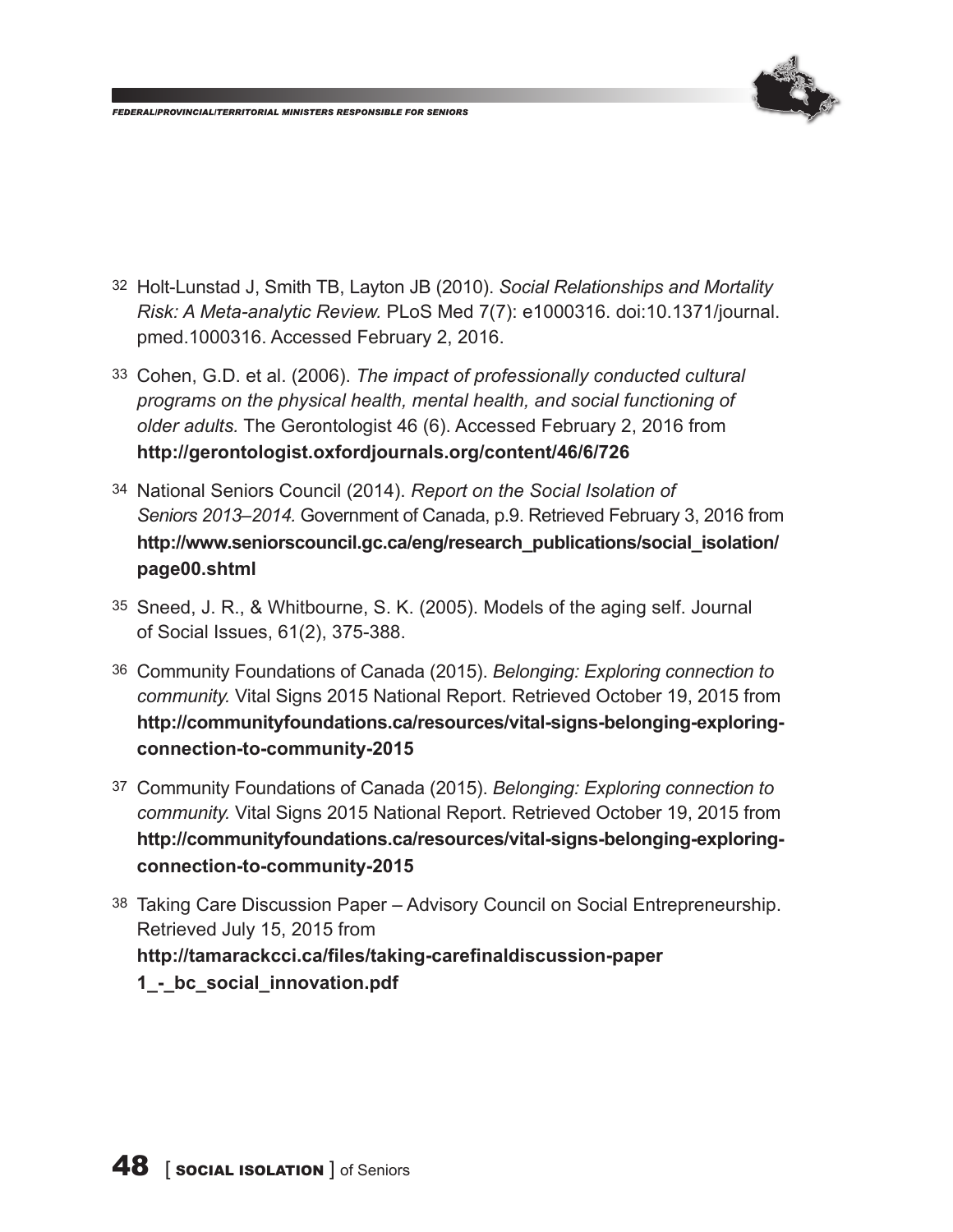32 Holt-Lunstad J, Smith TB, Layton JB (2010). *Social Relationships and Mortality Risk: A Meta-analytic Review.* PLoS Med 7(7): e1000316. doi:10.1371/journal.pmed.1000316. Accessed February 2, 2016.

33 Cohen, G.D. et al. (2006). *The impact of professionally conducted cultural programs on the physical health, mental health, and social functioning of older adults.* The Gerontologist 46 (6). Accessed February 2, 2016 from **http://gerontologist.oxfordjournals.org/content/46/6/726**

34 National Seniors Council (2014). *Report on the Social Isolation of Seniors 2013–2014.* Government of Canada, p.9. Retrieved February 3, 2016 from **http://www.seniorscouncil.gc.ca/eng/research_publications/social_isolation/page00.shtml**

35 Sneed, J. R., & Whitbourne, S. K. (2005). Models of the aging self. Journal of Social Issues, 61(2), 375-388.

36 Community Foundations of Canada (2015). *Belonging: Exploring connection to community.* Vital Signs 2015 National Report. Retrieved October 19, 2015 from **http://communityfoundations.ca/resources/vital-signs-belonging-exploring-connection-to-community-2015**

37 Community Foundations of Canada (2015). *Belonging: Exploring connection to community.* Vital Signs 2015 National Report. Retrieved October 19, 2015 from **http://communityfoundations.ca/resources/vital-signs-belonging-exploring-connection-to-community-2015**

38 Taking Care Discussion Paper – Advisory Council on Social Entrepreneurship. Retrieved July 15, 2015 from **http://tamarackcci.ca/files/taking-carefinaldiscussion-paper 1_-_bc_social_innovation.pdf**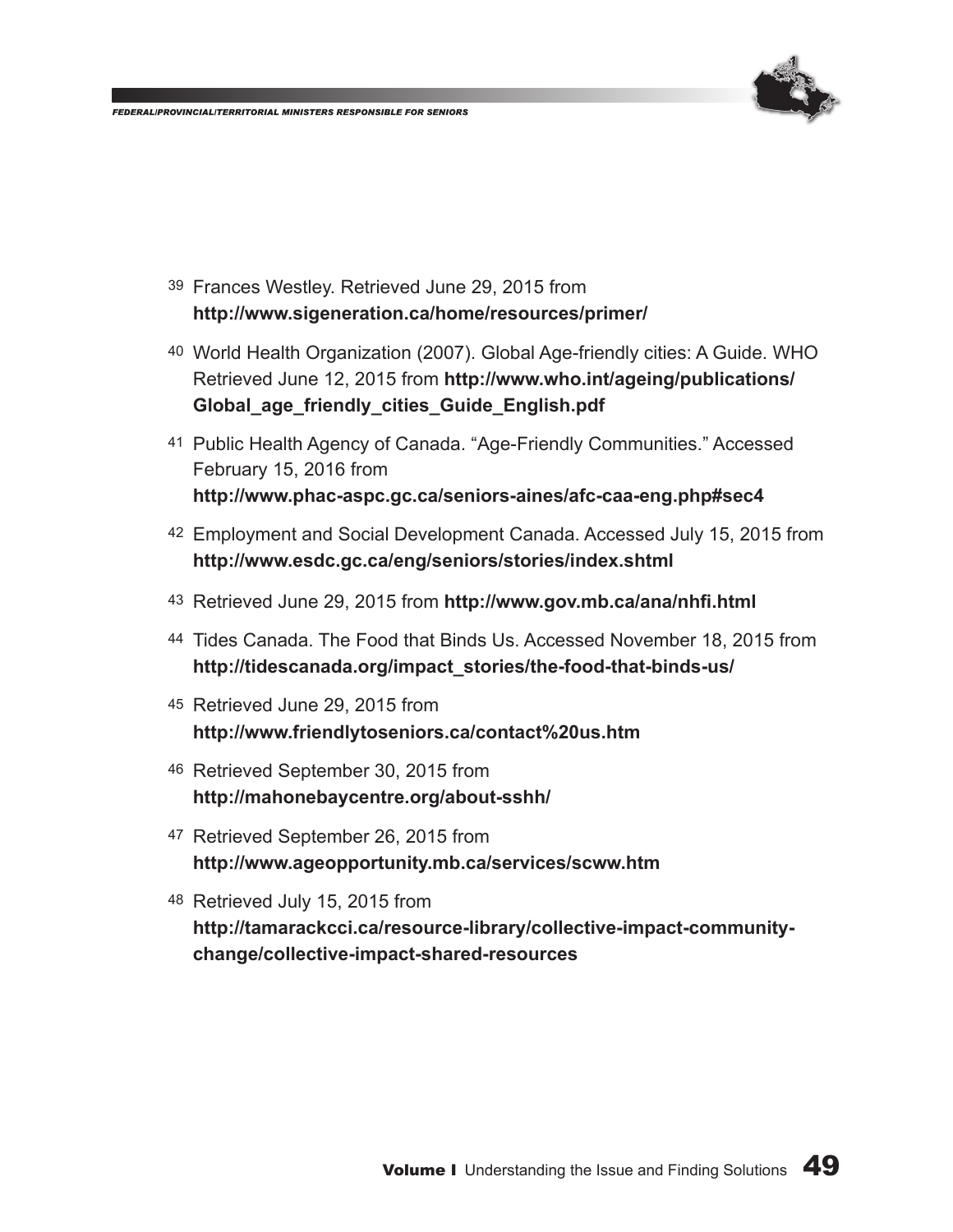[39] Frances Westley. Retrieved June 29, 2015 from **http://www.sigeneration.ca/home/resources/primer/**

[40] World Health Organization (2007). Global Age-friendly cities: A Guide. WHO Retrieved June 12, 2015 from **http://www.who.int/ageing/publications/Global_age_friendly_cities_Guide_English.pdf**

[41] Public Health Agency of Canada. "Age-Friendly Communities." Accessed February 15, 2016 from **http://www.phac-aspc.gc.ca/seniors-aines/afc-caa-eng.php#sec4**

[42] Employment and Social Development Canada. Accessed July 15, 2015 from **http://www.esdc.gc.ca/eng/seniors/stories/index.shtml**

[43] Retrieved June 29, 2015 from **http://www.gov.mb.ca/ana/nhfi.html**

[44] Tides Canada. The Food that Binds Us. Accessed November 18, 2015 from **http://tidescanada.org/impact_stories/the-food-that-binds-us/**

[45] Retrieved June 29, 2015 from **http://www.friendlytoseniors.ca/contact%20us.htm**

[46] Retrieved September 30, 2015 from **http://mahonebaycentre.org/about-sshh/**

[47] Retrieved September 26, 2015 from **http://www.ageopportunity.mb.ca/services/scww.htm**

[48] Retrieved July 15, 2015 from **http://tamarackcci.ca/resource-library/collective-impact-community-change/collective-impact-shared-resources**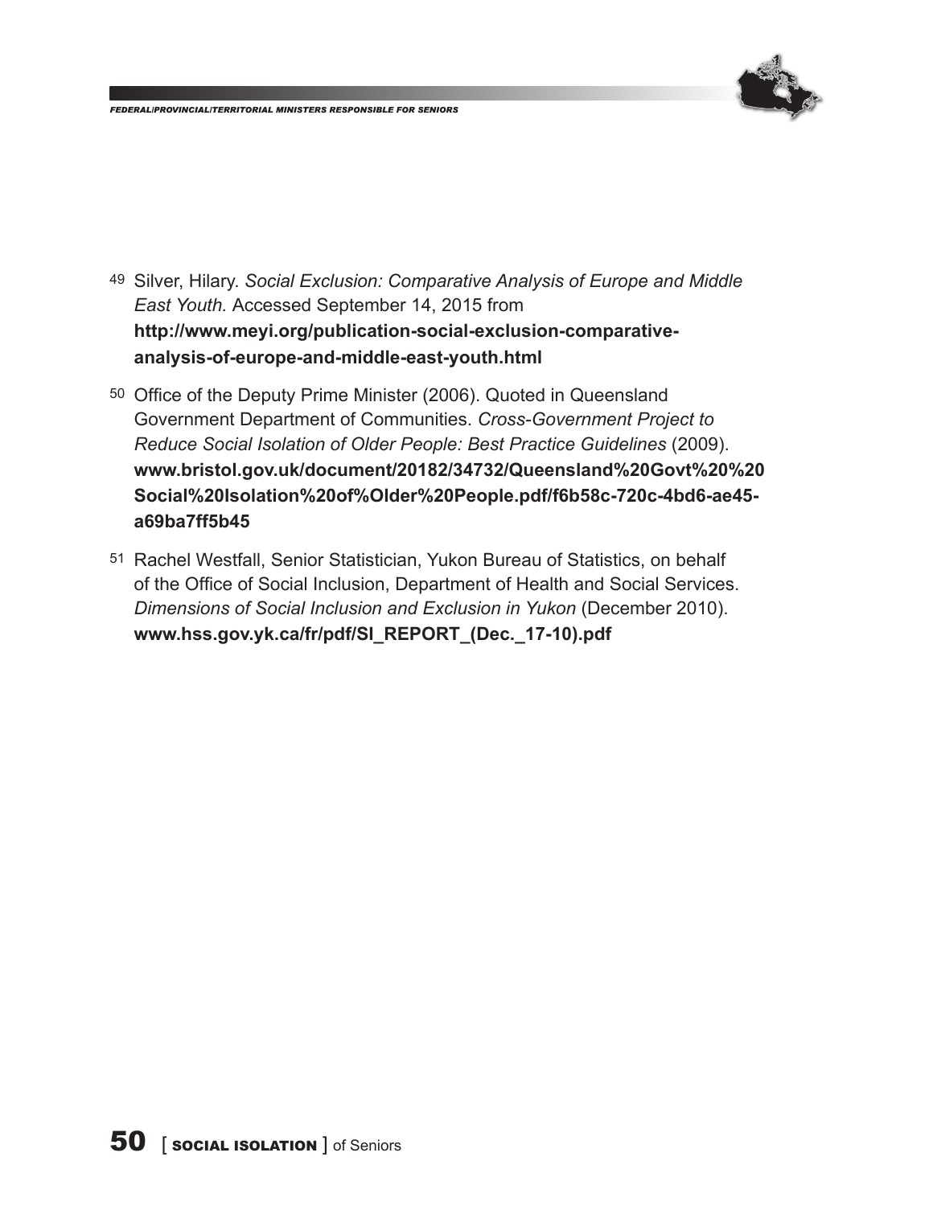49 Silver, Hilary. *Social Exclusion: Comparative Analysis of Europe and Middle East Youth.* Accessed September 14, 2015 from **http://www.meyi.org/publication-social-exclusion-comparative-analysis-of-europe-and-middle-east-youth.html**

50 Office of the Deputy Prime Minister (2006). Quoted in Queensland Government Department of Communities. *Cross-Government Project to Reduce Social Isolation of Older People: Best Practice Guidelines* (2009). **www.bristol.gov.uk/document/20182/34732/Queensland%20Govt%20%20Social%20Isolation%20of%Older%20People.pdf/f6b58c-720c-4bd6-ae45-a69ba7ff5b45**

51 Rachel Westfall, Senior Statistician, Yukon Bureau of Statistics, on behalf of the Office of Social Inclusion, Department of Health and Social Services. *Dimensions of Social Inclusion and Exclusion in Yukon* (December 2010). **www.hss.gov.yk.ca/fr/pdf/SI_REPORT_(Dec._17-10).pdf**